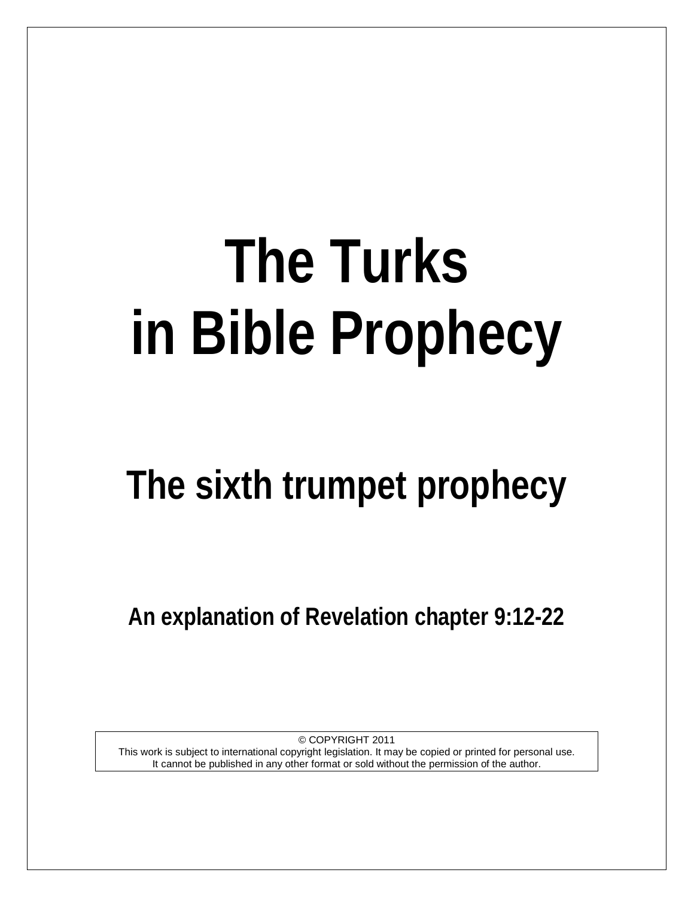# The Turks in Bible Prophecy

## The sixth trumpet prophecy

### An explanation of Revelation chapter 9:12-22

© COPYRIGHT 2011
This work is subject to international copyright legislation. It may be copied or printed for personal use.
It cannot be published in any other format or sold without the permission of the author.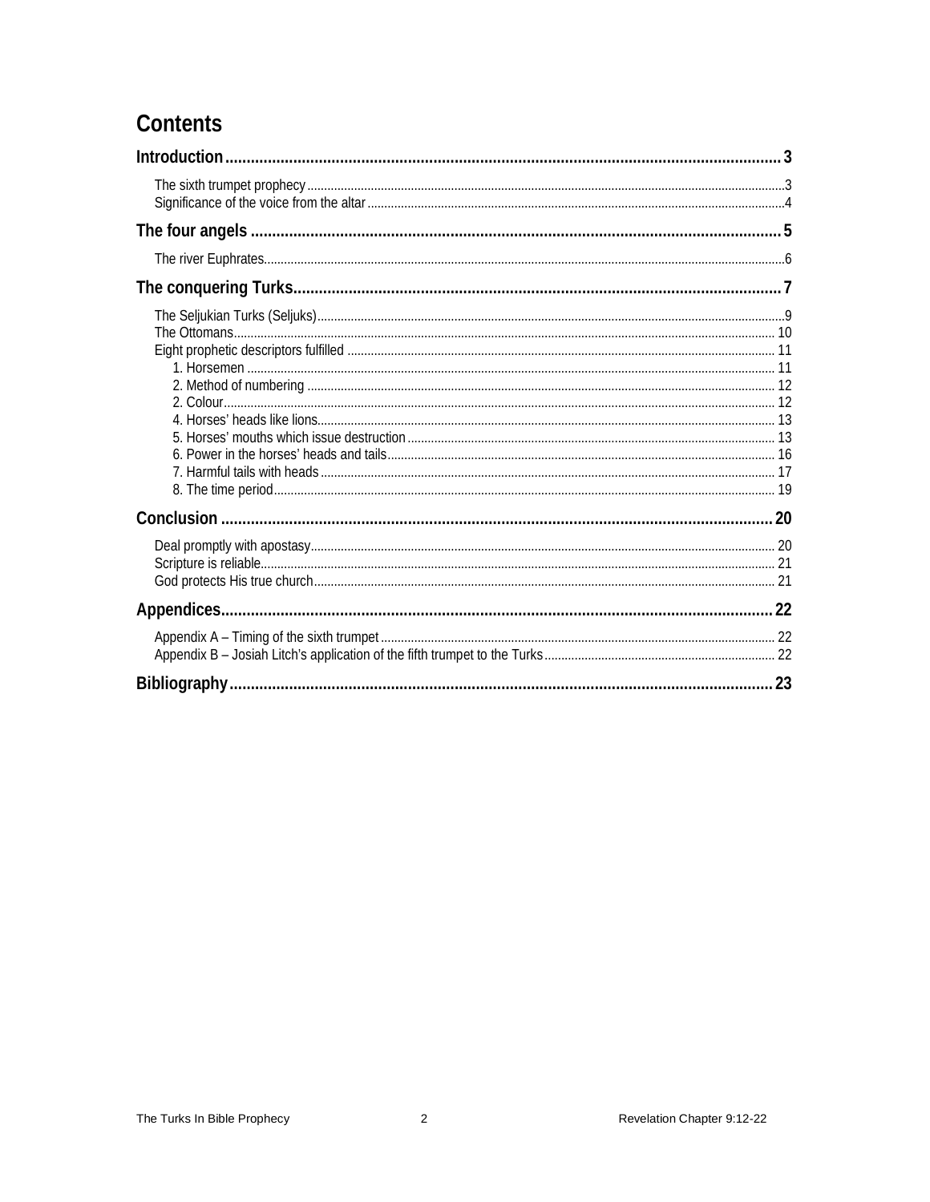# Contents

**Introduction** ... 3

- The sixth trumpet prophecy ... 3
- Significance of the voice from the altar ... 4

**The four angels** ... 5

- The river Euphrates ... 6

**The conquering Turks** ... 7

- The Seljukian Turks (Seljuks) ... 9
- The Ottomans ... 10
- Eight prophetic descriptors fulfilled ... 11
  - 1. Horsemen ... 11
  - 2. Method of numbering ... 12
  - 2. Colour ... 12
  - 4. Horses' heads like lions ... 13
  - 5. Horses' mouths which issue destruction ... 13
  - 6. Power in the horses' heads and tails ... 16
  - 7. Harmful tails with heads ... 17
  - 8. The time period ... 19

**Conclusion** ... 20

- Deal promptly with apostasy ... 20
- Scripture is reliable ... 21
- God protects His true church ... 21

**Appendices** ... 22

- Appendix A – Timing of the sixth trumpet ... 22
- Appendix B – Josiah Litch's application of the fifth trumpet to the Turks ... 22

**Bibliography** ... 23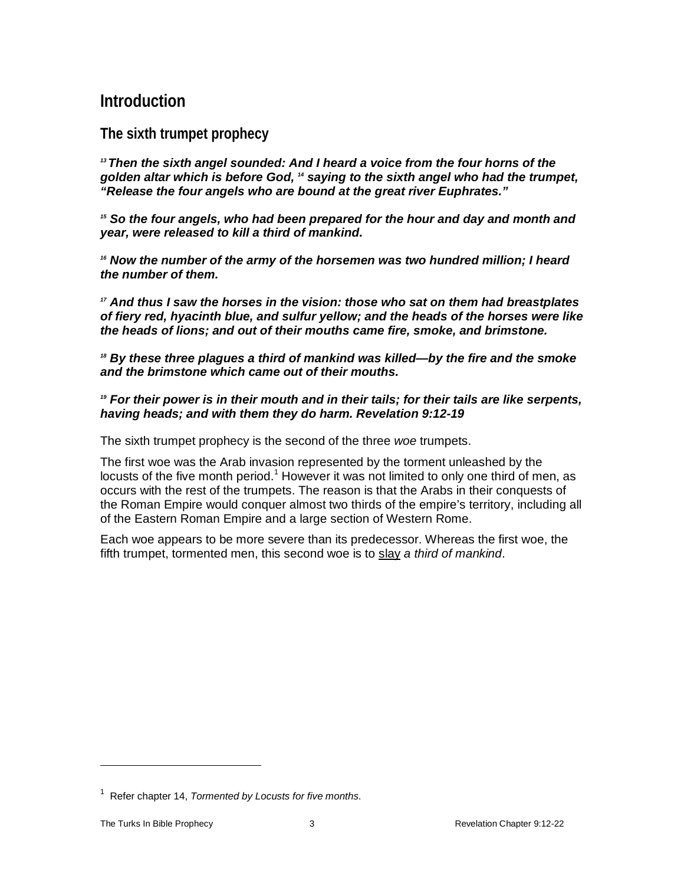# Introduction

## The sixth trumpet prophecy

***[13] Then the sixth angel sounded: And I heard a voice from the four horns of the golden altar which is before God, [14] saying to the sixth angel who had the trumpet, "Release the four angels who are bound at the great river Euphrates."***

***[15] So the four angels, who had been prepared for the hour and day and month and year, were released to kill a third of mankind.***

***[16] Now the number of the army of the horsemen was two hundred million; I heard the number of them.***

***[17] And thus I saw the horses in the vision: those who sat on them had breastplates of fiery red, hyacinth blue, and sulfur yellow; and the heads of the horses were like the heads of lions; and out of their mouths came fire, smoke, and brimstone.***

***[18] By these three plagues a third of mankind was killed—by the fire and the smoke and the brimstone which came out of their mouths.***

***[19] For their power is in their mouth and in their tails; for their tails are like serpents, having heads; and with them they do harm. Revelation 9:12-19***

The sixth trumpet prophecy is the second of the three *woe* trumpets.

The first woe was the Arab invasion represented by the torment unleashed by the locusts of the five month period.[1] However it was not limited to only one third of men, as occurs with the rest of the trumpets. The reason is that the Arabs in their conquests of the Roman Empire would conquer almost two thirds of the empire's territory, including all of the Eastern Roman Empire and a large section of Western Rome.

Each woe appears to be more severe than its predecessor. Whereas the first woe, the fifth trumpet, tormented men, this second woe is to <u>slay</u> *a third of mankind*.

---

[1] Refer chapter 14, *Tormented by Locusts for five months*.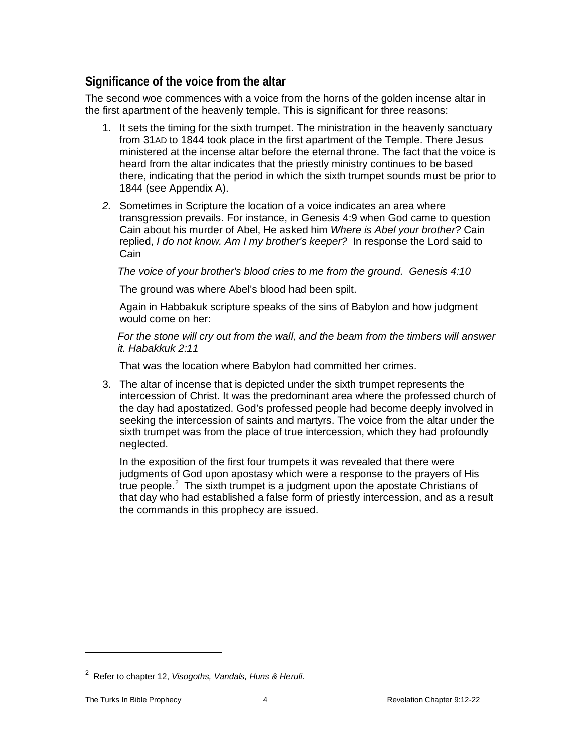## Significance of the voice from the altar

The second woe commences with a voice from the horns of the golden incense altar in the first apartment of the heavenly temple. This is significant for three reasons:

1. It sets the timing for the sixth trumpet. The ministration in the heavenly sanctuary from 31AD to 1844 took place in the first apartment of the Temple. There Jesus ministered at the incense altar before the eternal throne. The fact that the voice is heard from the altar indicates that the priestly ministry continues to be based there, indicating that the period in which the sixth trumpet sounds must be prior to 1844 (see Appendix A).

2. Sometimes in Scripture the location of a voice indicates an area where transgression prevails. For instance, in Genesis 4:9 when God came to question Cain about his murder of Abel, He asked him *Where is Abel your brother?* Cain replied, *I do not know. Am I my brother's keeper?* In response the Lord said to Cain

   *The voice of your brother's blood cries to me from the ground. Genesis 4:10*

   The ground was where Abel's blood had been spilt.

   Again in Habbakuk scripture speaks of the sins of Babylon and how judgment would come on her:

   *For the stone will cry out from the wall, and the beam from the timbers will answer it. Habakkuk 2:11*

   That was the location where Babylon had committed her crimes.

3. The altar of incense that is depicted under the sixth trumpet represents the intercession of Christ. It was the predominant area where the professed church of the day had apostatized. God's professed people had become deeply involved in seeking the intercession of saints and martyrs. The voice from the altar under the sixth trumpet was from the place of true intercession, which they had profoundly neglected.

   In the exposition of the first four trumpets it was revealed that there were judgments of God upon apostasy which were a response to the prayers of His true people.[2] The sixth trumpet is a judgment upon the apostate Christians of that day who had established a false form of priestly intercession, and as a result the commands in this prophecy are issued.

---

[2] Refer to chapter 12, *Visogoths, Vandals, Huns & Heruli*.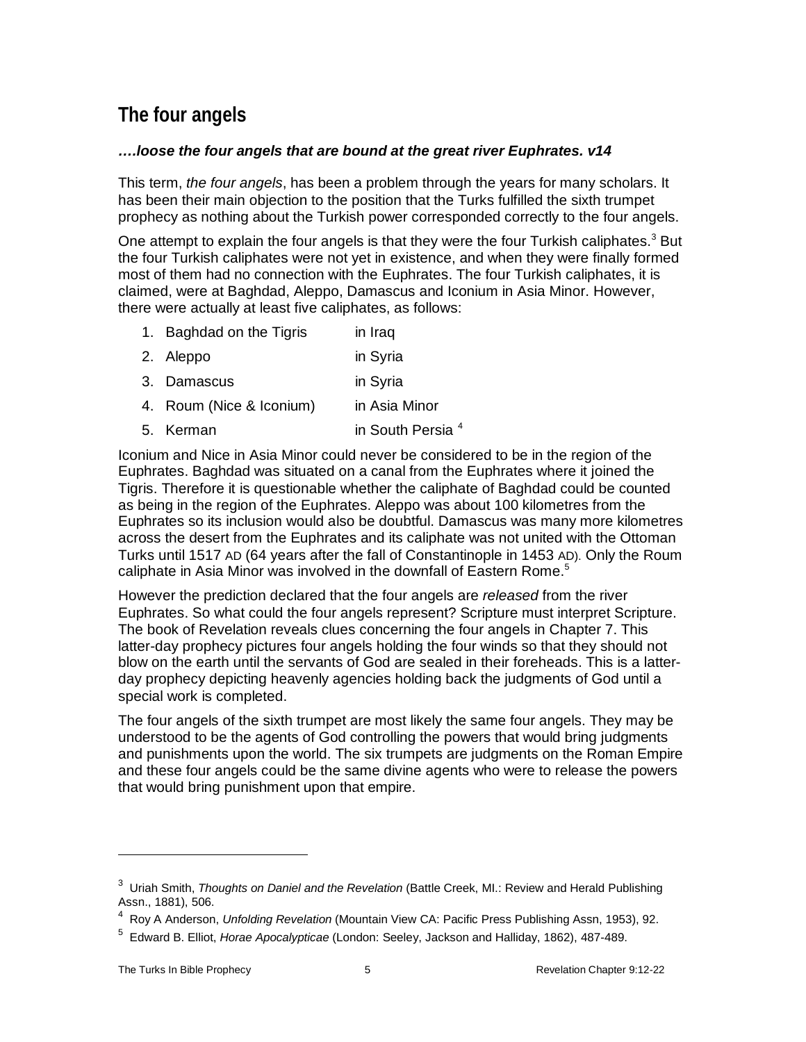## The four angels

***….loose the four angels that are bound at the great river Euphrates. v14***

This term, *the four angels*, has been a problem through the years for many scholars. It has been their main objection to the position that the Turks fulfilled the sixth trumpet prophecy as nothing about the Turkish power corresponded correctly to the four angels.

One attempt to explain the four angels is that they were the four Turkish caliphates.[3] But the four Turkish caliphates were not yet in existence, and when they were finally formed most of them had no connection with the Euphrates. The four Turkish caliphates, it is claimed, were at Baghdad, Aleppo, Damascus and Iconium in Asia Minor. However, there were actually at least five caliphates, as follows:

1. Baghdad on the Tigris — in Iraq
2. Aleppo — in Syria
3. Damascus — in Syria
4. Roum (Nice & Iconium) — in Asia Minor
5. Kerman — in South Persia [4]

Iconium and Nice in Asia Minor could never be considered to be in the region of the Euphrates. Baghdad was situated on a canal from the Euphrates where it joined the Tigris. Therefore it is questionable whether the caliphate of Baghdad could be counted as being in the region of the Euphrates. Aleppo was about 100 kilometres from the Euphrates so its inclusion would also be doubtful. Damascus was many more kilometres across the desert from the Euphrates and its caliphate was not united with the Ottoman Turks until 1517 AD (64 years after the fall of Constantinople in 1453 AD). Only the Roum caliphate in Asia Minor was involved in the downfall of Eastern Rome.[5]

However the prediction declared that the four angels are *released* from the river Euphrates. So what could the four angels represent? Scripture must interpret Scripture. The book of Revelation reveals clues concerning the four angels in Chapter 7. This latter-day prophecy pictures four angels holding the four winds so that they should not blow on the earth until the servants of God are sealed in their foreheads. This is a latter-day prophecy depicting heavenly agencies holding back the judgments of God until a special work is completed.

The four angels of the sixth trumpet are most likely the same four angels. They may be understood to be the agents of God controlling the powers that would bring judgments and punishments upon the world. The six trumpets are judgments on the Roman Empire and these four angels could be the same divine agents who were to release the powers that would bring punishment upon that empire.

---

[3] Uriah Smith, *Thoughts on Daniel and the Revelation* (Battle Creek, MI.: Review and Herald Publishing Assn., 1881), 506.

[4] Roy A Anderson, *Unfolding Revelation* (Mountain View CA: Pacific Press Publishing Assn, 1953), 92.

[5] Edward B. Elliot, *Horae Apocalypticae* (London: Seeley, Jackson and Halliday, 1862), 487-489.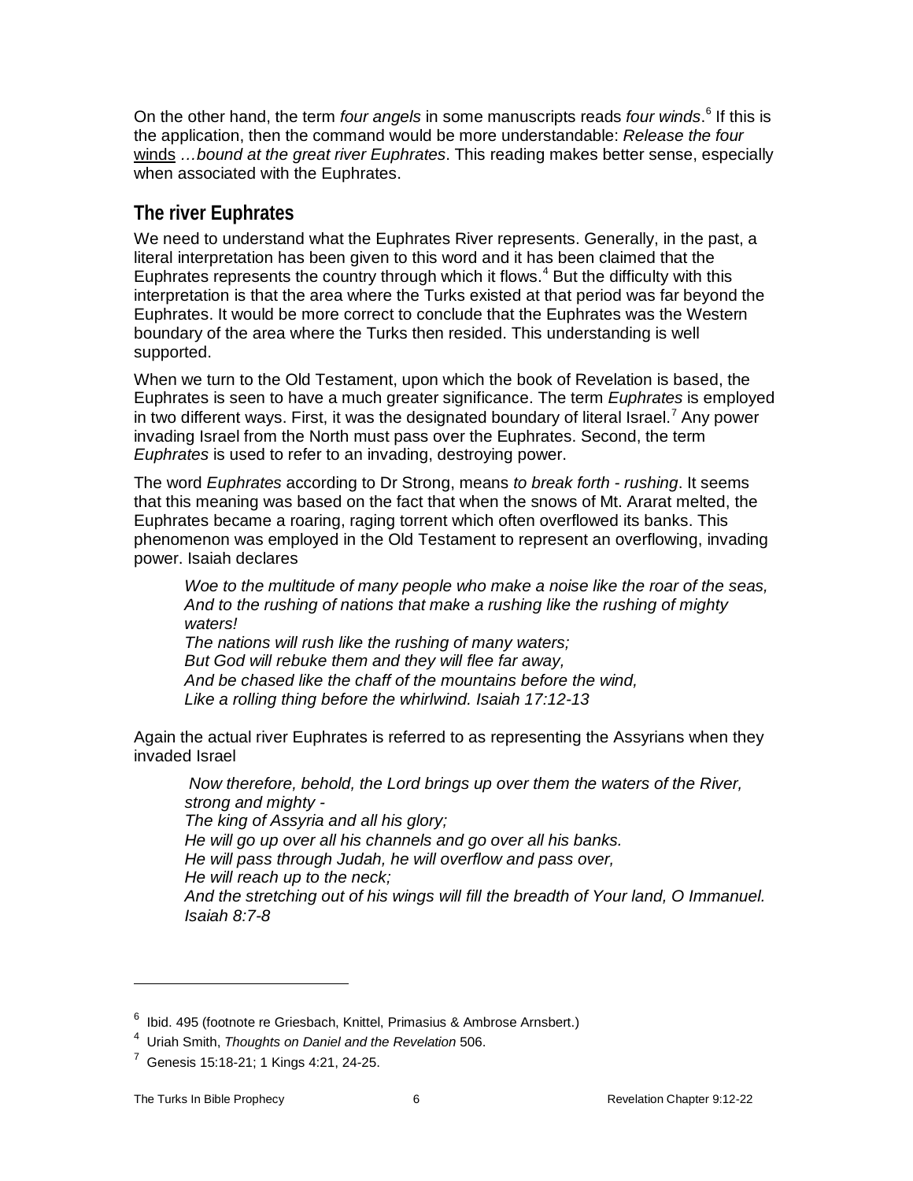On the other hand, the term *four angels* in some manuscripts reads *four winds*.[6] If this is the application, then the command would be more understandable: *Release the four* winds *…bound at the great river Euphrates*. This reading makes better sense, especially when associated with the Euphrates.

## The river Euphrates

We need to understand what the Euphrates River represents. Generally, in the past, a literal interpretation has been given to this word and it has been claimed that the Euphrates represents the country through which it flows.[4] But the difficulty with this interpretation is that the area where the Turks existed at that period was far beyond the Euphrates. It would be more correct to conclude that the Euphrates was the Western boundary of the area where the Turks then resided. This understanding is well supported.

When we turn to the Old Testament, upon which the book of Revelation is based, the Euphrates is seen to have a much greater significance. The term *Euphrates* is employed in two different ways. First, it was the designated boundary of literal Israel.[7] Any power invading Israel from the North must pass over the Euphrates. Second, the term *Euphrates* is used to refer to an invading, destroying power.

The word *Euphrates* according to Dr Strong, means *to break forth - rushing*. It seems that this meaning was based on the fact that when the snows of Mt. Ararat melted, the Euphrates became a roaring, raging torrent which often overflowed its banks. This phenomenon was employed in the Old Testament to represent an overflowing, invading power. Isaiah declares

> *Woe to the multitude of many people who make a noise like the roar of the seas,*
> *And to the rushing of nations that make a rushing like the rushing of mighty waters!*
> *The nations will rush like the rushing of many waters;*
> *But God will rebuke them and they will flee far away,*
> *And be chased like the chaff of the mountains before the wind,*
> *Like a rolling thing before the whirlwind. Isaiah 17:12-13*

Again the actual river Euphrates is referred to as representing the Assyrians when they invaded Israel

> *Now therefore, behold, the Lord brings up over them the waters of the River, strong and mighty -*
> *The king of Assyria and all his glory;*
> *He will go up over all his channels and go over all his banks.*
> *He will pass through Judah, he will overflow and pass over,*
> *He will reach up to the neck;*
> *And the stretching out of his wings will fill the breadth of Your land, O Immanuel. Isaiah 8:7-8*

---

[6] Ibid. 495 (footnote re Griesbach, Knittel, Primasius & Ambrose Arnsbert.)

[4] Uriah Smith, *Thoughts on Daniel and the Revelation* 506.

[7] Genesis 15:18-21; 1 Kings 4:21, 24-25.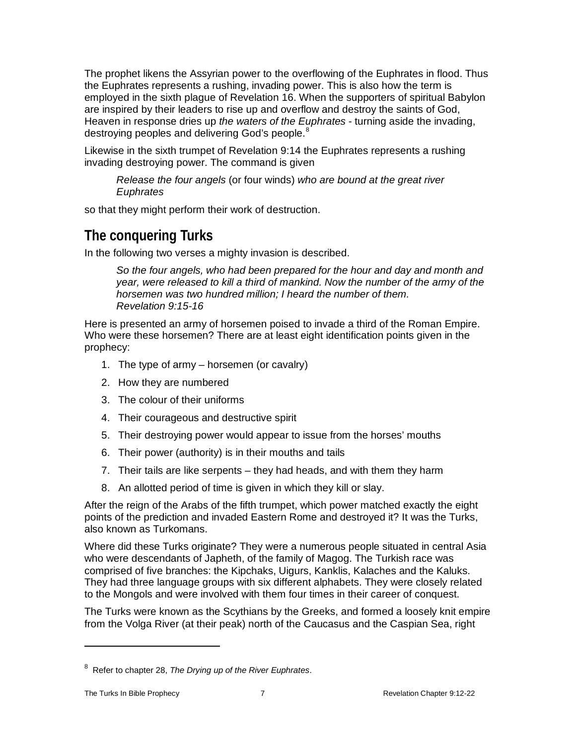The prophet likens the Assyrian power to the overflowing of the Euphrates in flood. Thus the Euphrates represents a rushing, invading power. This is also how the term is employed in the sixth plague of Revelation 16. When the supporters of spiritual Babylon are inspired by their leaders to rise up and overflow and destroy the saints of God, Heaven in response dries up *the waters of the Euphrates* - turning aside the invading, destroying peoples and delivering God's people.[8]

Likewise in the sixth trumpet of Revelation 9:14 the Euphrates represents a rushing invading destroying power. The command is given

> *Release the four angels* (or four winds) *who are bound at the great river Euphrates*

so that they might perform their work of destruction.

## The conquering Turks

In the following two verses a mighty invasion is described.

> *So the four angels, who had been prepared for the hour and day and month and year, were released to kill a third of mankind. Now the number of the army of the horsemen was two hundred million; I heard the number of them.*
> *Revelation 9:15-16*

Here is presented an army of horsemen poised to invade a third of the Roman Empire. Who were these horsemen? There are at least eight identification points given in the prophecy:

1. The type of army – horsemen (or cavalry)
2. How they are numbered
3. The colour of their uniforms
4. Their courageous and destructive spirit
5. Their destroying power would appear to issue from the horses' mouths
6. Their power (authority) is in their mouths and tails
7. Their tails are like serpents – they had heads, and with them they harm
8. An allotted period of time is given in which they kill or slay.

After the reign of the Arabs of the fifth trumpet, which power matched exactly the eight points of the prediction and invaded Eastern Rome and destroyed it? It was the Turks, also known as Turkomans.

Where did these Turks originate? They were a numerous people situated in central Asia who were descendants of Japheth, of the family of Magog. The Turkish race was comprised of five branches: the Kipchaks, Uigurs, Kanklis, Kalaches and the Kaluks. They had three language groups with six different alphabets. They were closely related to the Mongols and were involved with them four times in their career of conquest.

The Turks were known as the Scythians by the Greeks, and formed a loosely knit empire from the Volga River (at their peak) north of the Caucasus and the Caspian Sea, right

---

[8] Refer to chapter 28, *The Drying up of the River Euphrates*.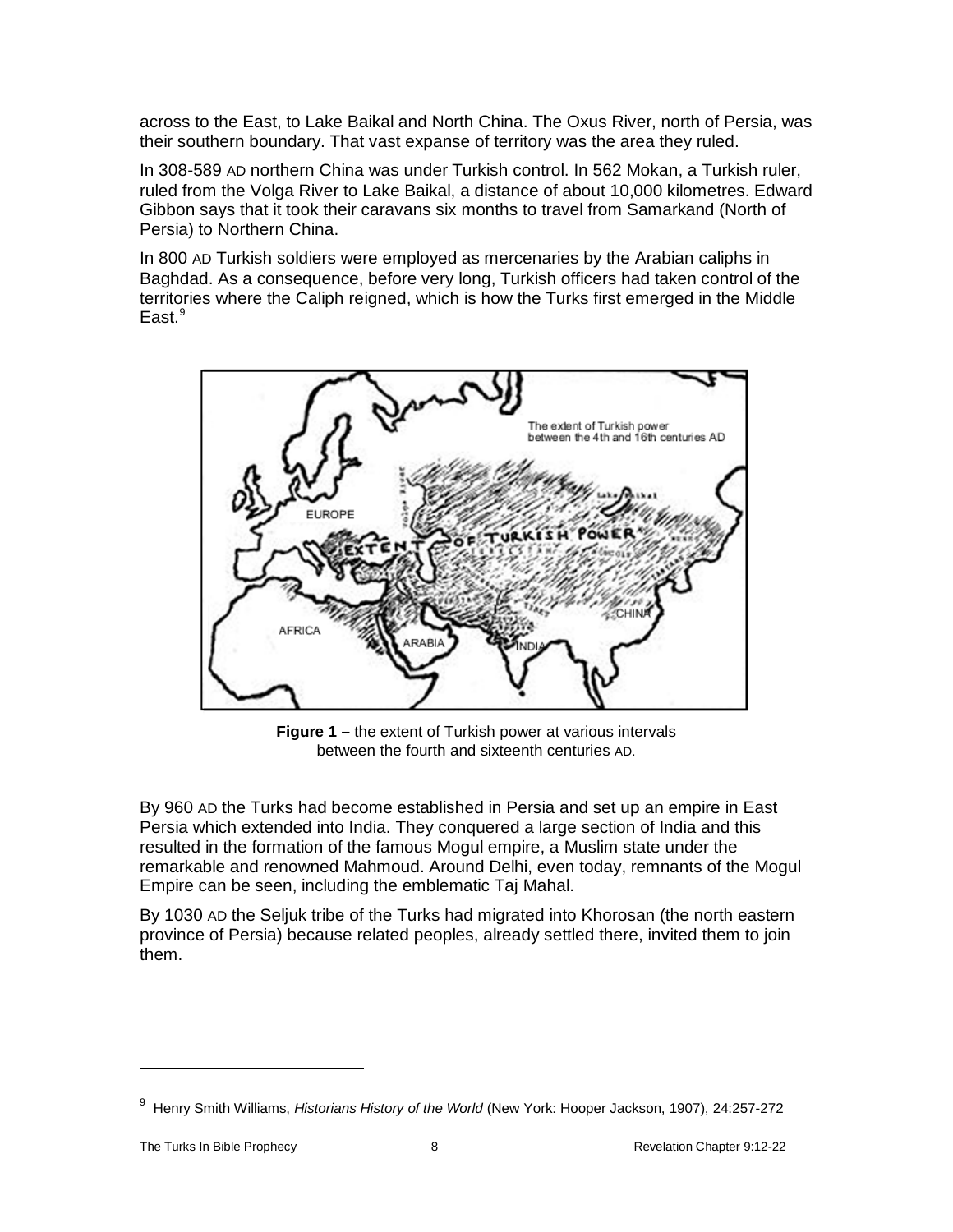across to the East, to Lake Baikal and North China. The Oxus River, north of Persia, was their southern boundary. That vast expanse of territory was the area they ruled.

In 308-589 AD northern China was under Turkish control. In 562 Mokan, a Turkish ruler, ruled from the Volga River to Lake Baikal, a distance of about 10,000 kilometres. Edward Gibbon says that it took their caravans six months to travel from Samarkand (North of Persia) to Northern China.

In 800 AD Turkish soldiers were employed as mercenaries by the Arabian caliphs in Baghdad. As a consequence, before very long, Turkish officers had taken control of the territories where the Caliph reigned, which is how the Turks first emerged in the Middle East.[9]

**Figure 1 –** the extent of Turkish power at various intervals between the fourth and sixteenth centuries AD.

By 960 AD the Turks had become established in Persia and set up an empire in East Persia which extended into India. They conquered a large section of India and this resulted in the formation of the famous Mogul empire, a Muslim state under the remarkable and renowned Mahmoud. Around Delhi, even today, remnants of the Mogul Empire can be seen, including the emblematic Taj Mahal.

By 1030 AD the Seljuk tribe of the Turks had migrated into Khorosan (the north eastern province of Persia) because related peoples, already settled there, invited them to join them.

---

[9] Henry Smith Williams, *Historians History of the World* (New York: Hooper Jackson, 1907), 24:257-272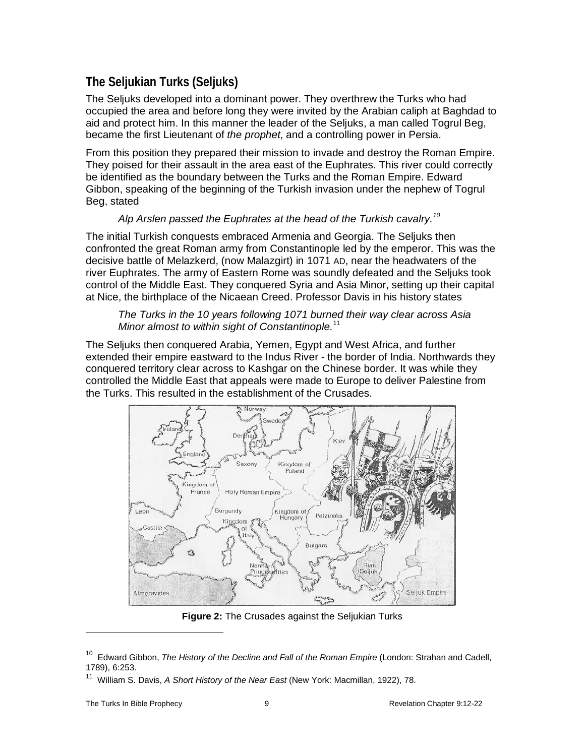## The Seljukian Turks (Seljuks)

The Seljuks developed into a dominant power. They overthrew the Turks who had occupied the area and before long they were invited by the Arabian caliph at Baghdad to aid and protect him. In this manner the leader of the Seljuks, a man called Togrul Beg, became the first Lieutenant of *the prophet*, and a controlling power in Persia.

From this position they prepared their mission to invade and destroy the Roman Empire. They poised for their assault in the area east of the Euphrates. This river could correctly be identified as the boundary between the Turks and the Roman Empire. Edward Gibbon, speaking of the beginning of the Turkish invasion under the nephew of Togrul Beg, stated

> *Alp Arslen passed the Euphrates at the head of the Turkish cavalry.*[10]

The initial Turkish conquests embraced Armenia and Georgia. The Seljuks then confronted the great Roman army from Constantinople led by the emperor. This was the decisive battle of Melazkerd, (now Malazgirt) in 1071 AD, near the headwaters of the river Euphrates. The army of Eastern Rome was soundly defeated and the Seljuks took control of the Middle East. They conquered Syria and Asia Minor, setting up their capital at Nice, the birthplace of the Nicaean Creed. Professor Davis in his history states

> *The Turks in the 10 years following 1071 burned their way clear across Asia Minor almost to within sight of Constantinople.*[11]

The Seljuks then conquered Arabia, Yemen, Egypt and West Africa, and further extended their empire eastward to the Indus River - the border of India. Northwards they conquered territory clear across to Kashgar on the Chinese border. It was while they controlled the Middle East that appeals were made to Europe to deliver Palestine from the Turks. This resulted in the establishment of the Crusades.

**Figure 2:** The Crusades against the Seljukian Turks

---

[10] Edward Gibbon, *The History of the Decline and Fall of the Roman Empire* (London: Strahan and Cadell, 1789), 6:253.

[11] William S. Davis, *A Short History of the Near East* (New York: Macmillan, 1922), 78.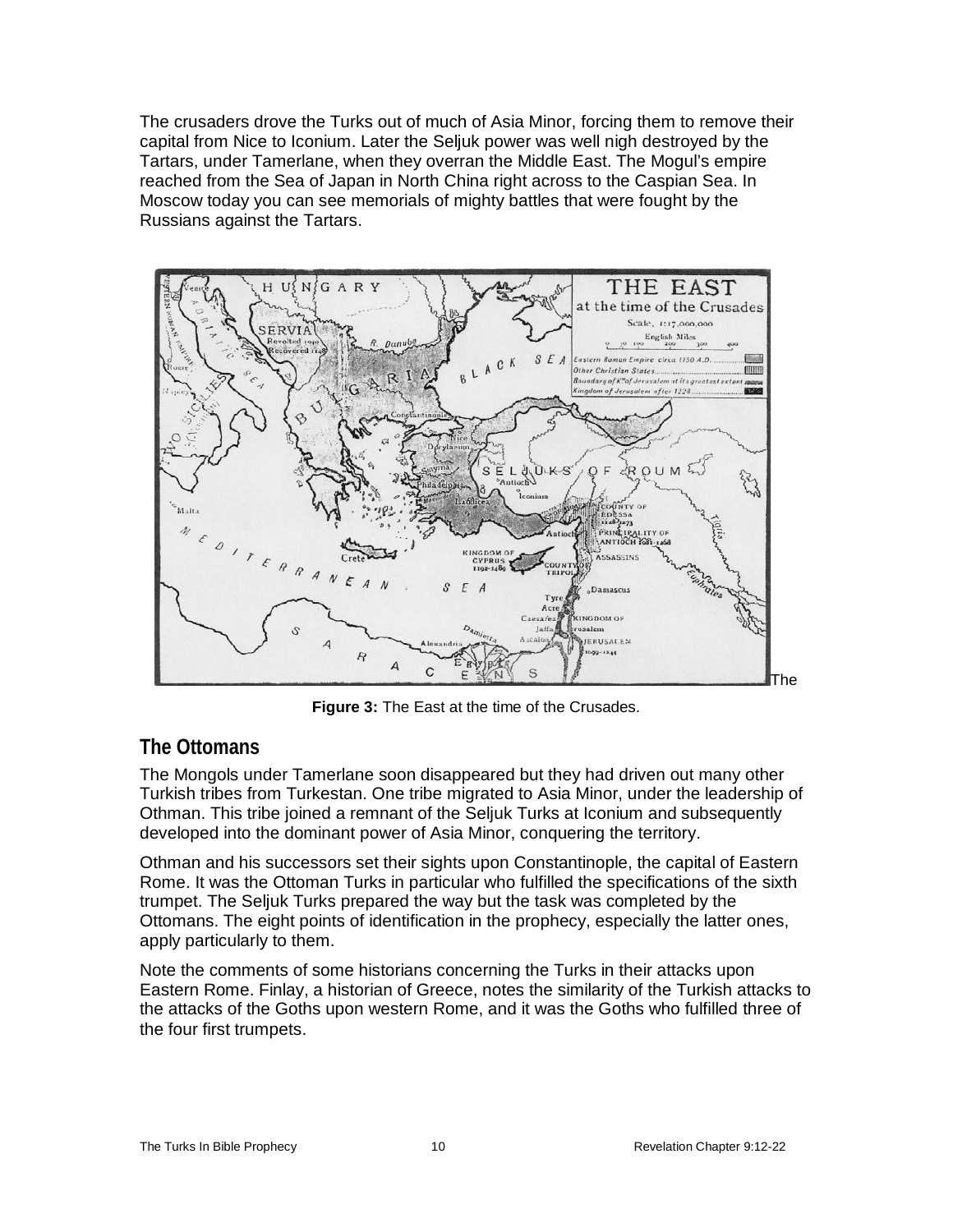The crusaders drove the Turks out of much of Asia Minor, forcing them to remove their capital from Nice to Iconium. Later the Seljuk power was well nigh destroyed by the Tartars, under Tamerlane, when they overran the Middle East. The Mogul's empire reached from the Sea of Japan in North China right across to the Caspian Sea. In Moscow today you can see memorials of mighty battles that were fought by the Russians against the Tartars.

The

**Figure 3:** The East at the time of the Crusades.

## The Ottomans

The Mongols under Tamerlane soon disappeared but they had driven out many other Turkish tribes from Turkestan. One tribe migrated to Asia Minor, under the leadership of Othman. This tribe joined a remnant of the Seljuk Turks at Iconium and subsequently developed into the dominant power of Asia Minor, conquering the territory.

Othman and his successors set their sights upon Constantinople, the capital of Eastern Rome. It was the Ottoman Turks in particular who fulfilled the specifications of the sixth trumpet. The Seljuk Turks prepared the way but the task was completed by the Ottomans. The eight points of identification in the prophecy, especially the latter ones, apply particularly to them.

Note the comments of some historians concerning the Turks in their attacks upon Eastern Rome. Finlay, a historian of Greece, notes the similarity of the Turkish attacks to the attacks of the Goths upon western Rome, and it was the Goths who fulfilled three of the four first trumpets.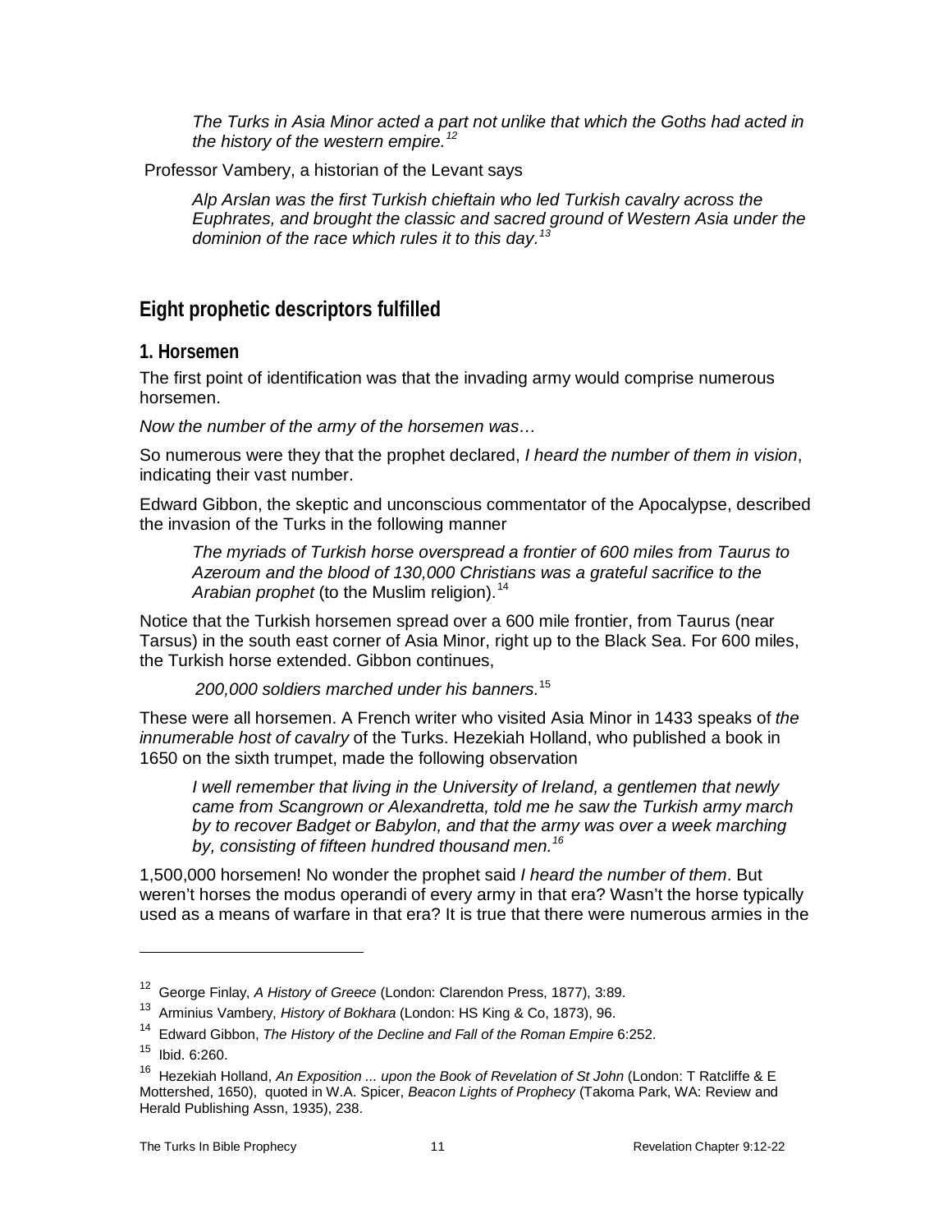*The Turks in Asia Minor acted a part not unlike that which the Goths had acted in the history of the western empire.*[12]

Professor Vambery, a historian of the Levant says

> *Alp Arslan was the first Turkish chieftain who led Turkish cavalry across the Euphrates, and brought the classic and sacred ground of Western Asia under the dominion of the race which rules it to this day.*[13]

## Eight prophetic descriptors fulfilled

### 1. Horsemen

The first point of identification was that the invading army would comprise numerous horsemen.

*Now the number of the army of the horsemen was…*

So numerous were they that the prophet declared, *I heard the number of them in vision*, indicating their vast number.

Edward Gibbon, the skeptic and unconscious commentator of the Apocalypse, described the invasion of the Turks in the following manner

> *The myriads of Turkish horse overspread a frontier of 600 miles from Taurus to Azeroum and the blood of 130,000 Christians was a grateful sacrifice to the Arabian prophet* (to the Muslim religion).[14]

Notice that the Turkish horsemen spread over a 600 mile frontier, from Taurus (near Tarsus) in the south east corner of Asia Minor, right up to the Black Sea. For 600 miles, the Turkish horse extended. Gibbon continues,

> *200,000 soldiers marched under his banners.*[15]

These were all horsemen. A French writer who visited Asia Minor in 1433 speaks of *the innumerable host of cavalry* of the Turks. Hezekiah Holland, who published a book in 1650 on the sixth trumpet, made the following observation

> *I well remember that living in the University of Ireland, a gentlemen that newly came from Scangrown or Alexandretta, told me he saw the Turkish army march by to recover Badget or Babylon, and that the army was over a week marching by, consisting of fifteen hundred thousand men.*[16]

1,500,000 horsemen! No wonder the prophet said *I heard the number of them*. But weren't horses the modus operandi of every army in that era? Wasn't the horse typically used as a means of warfare in that era? It is true that there were numerous armies in the

---

[12] George Finlay, *A History of Greece* (London: Clarendon Press, 1877), 3:89.

[13] Arminius Vambery, *History of Bokhara* (London: HS King & Co, 1873), 96.

[14] Edward Gibbon, *The History of the Decline and Fall of the Roman Empire* 6:252.

[15] Ibid. 6:260.

[16] Hezekiah Holland, *An Exposition ... upon the Book of Revelation of St John* (London: T Ratcliffe & E Mottershed, 1650), quoted in W.A. Spicer, *Beacon Lights of Prophecy* (Takoma Park, WA: Review and Herald Publishing Assn, 1935), 238.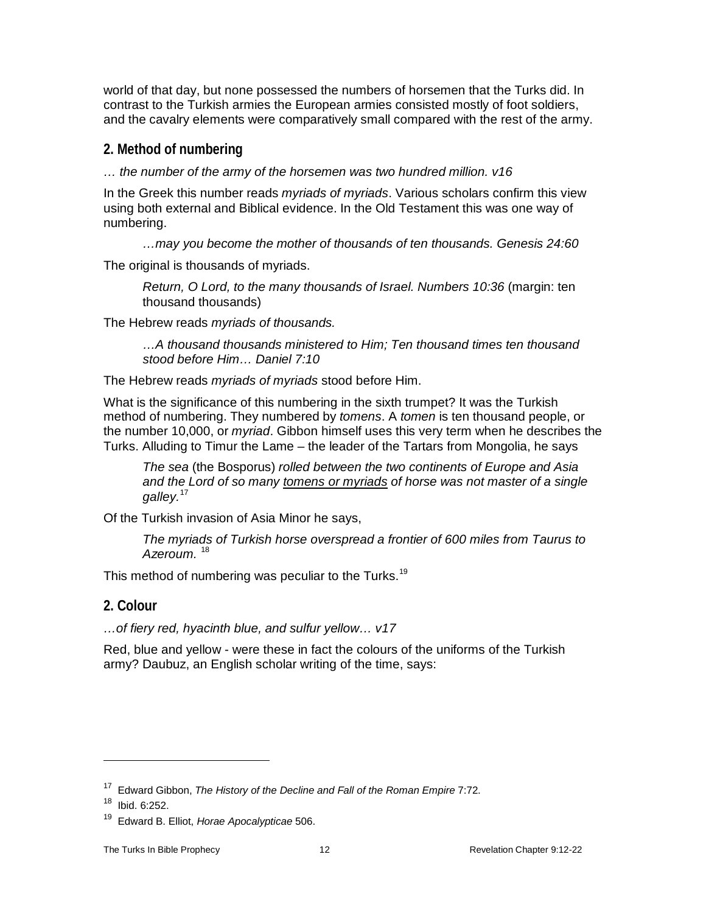world of that day, but none possessed the numbers of horsemen that the Turks did. In contrast to the Turkish armies the European armies consisted mostly of foot soldiers, and the cavalry elements were comparatively small compared with the rest of the army.

## 2. Method of numbering

*… the number of the army of the horsemen was two hundred million. v16*

In the Greek this number reads *myriads of myriads*. Various scholars confirm this view using both external and Biblical evidence. In the Old Testament this was one way of numbering.

> *…may you become the mother of thousands of ten thousands. Genesis 24:60*

The original is thousands of myriads.

> *Return, O Lord, to the many thousands of Israel. Numbers 10:36* (margin: ten thousand thousands)

The Hebrew reads *myriads of thousands.*

> *…A thousand thousands ministered to Him; Ten thousand times ten thousand stood before Him… Daniel 7:10*

The Hebrew reads *myriads of myriads* stood before Him.

What is the significance of this numbering in the sixth trumpet? It was the Turkish method of numbering. They numbered by *tomens*. A *tomen* is ten thousand people, or the number 10,000, or *myriad*. Gibbon himself uses this very term when he describes the Turks. Alluding to Timur the Lame – the leader of the Tartars from Mongolia, he says

> *The sea* (the Bosporus) *rolled between the two continents of Europe and Asia and the Lord of so many tomens or myriads of horse was not master of a single galley.*[17]

Of the Turkish invasion of Asia Minor he says,

> *The myriads of Turkish horse overspread a frontier of 600 miles from Taurus to Azeroum.* [18]

This method of numbering was peculiar to the Turks.[19]

## 2. Colour

*…of fiery red, hyacinth blue, and sulfur yellow… v17*

Red, blue and yellow - were these in fact the colours of the uniforms of the Turkish army? Daubuz, an English scholar writing of the time, says:

---

[17] Edward Gibbon, *The History of the Decline and Fall of the Roman Empire* 7:72.

[18] Ibid. 6:252.

[19] Edward B. Elliot, *Horae Apocalypticae* 506.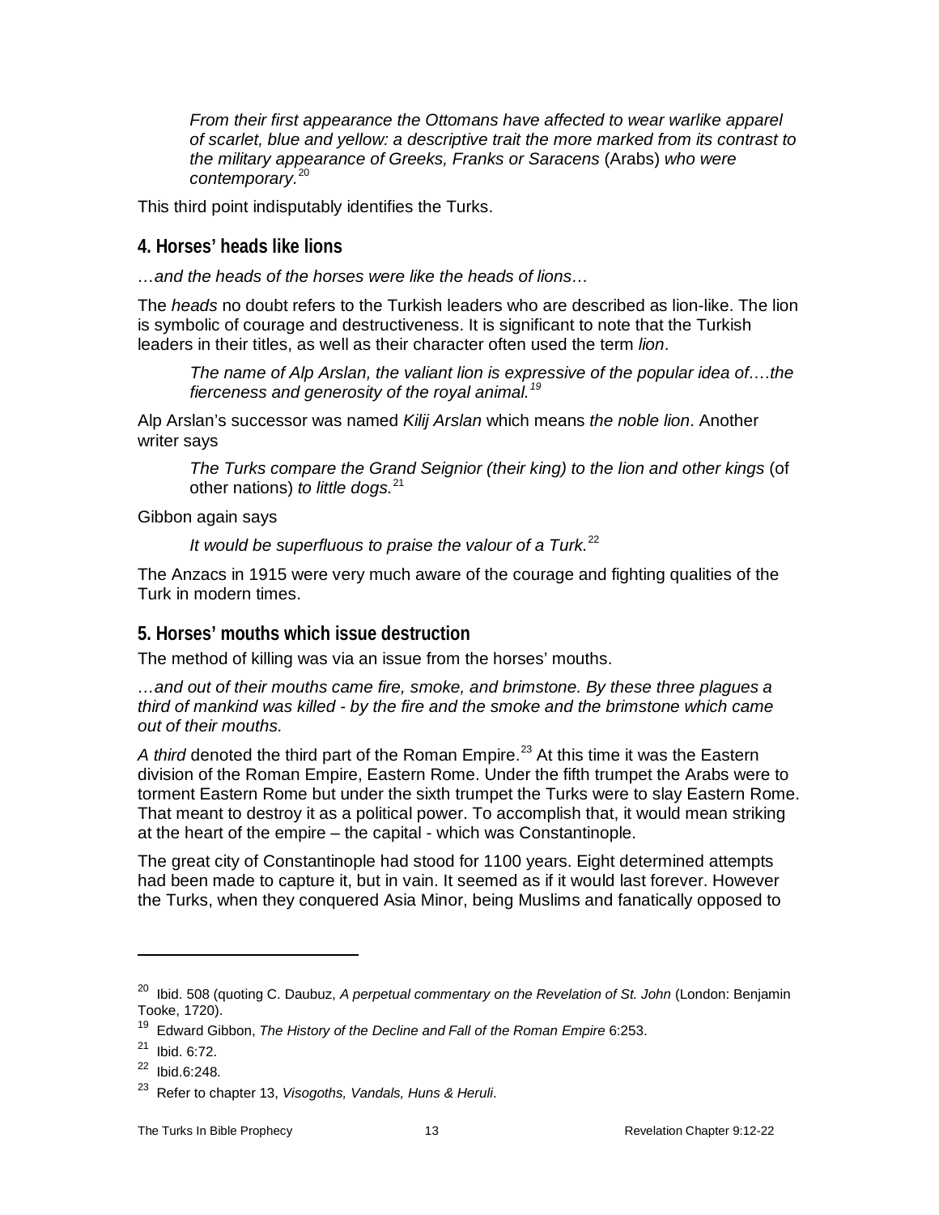*From their first appearance the Ottomans have affected to wear warlike apparel of scarlet, blue and yellow: a descriptive trait the more marked from its contrast to the military appearance of Greeks, Franks or Saracens* (Arabs) *who were contemporary.*[20]

This third point indisputably identifies the Turks.

## 4. Horses' heads like lions

*…and the heads of the horses were like the heads of lions…*

The *heads* no doubt refers to the Turkish leaders who are described as lion-like. The lion is symbolic of courage and destructiveness. It is significant to note that the Turkish leaders in their titles, as well as their character often used the term *lion*.

*The name of Alp Arslan, the valiant lion is expressive of the popular idea of….the fierceness and generosity of the royal animal.*[19]

Alp Arslan's successor was named *Kilij Arslan* which means *the noble lion*. Another writer says

*The Turks compare the Grand Seignior (their king) to the lion and other kings* (of other nations) *to little dogs.*[21]

Gibbon again says

*It would be superfluous to praise the valour of a Turk.*[22]

The Anzacs in 1915 were very much aware of the courage and fighting qualities of the Turk in modern times.

## 5. Horses' mouths which issue destruction

The method of killing was via an issue from the horses' mouths.

*…and out of their mouths came fire, smoke, and brimstone. By these three plagues a third of mankind was killed - by the fire and the smoke and the brimstone which came out of their mouths.*

*A third* denoted the third part of the Roman Empire.[23] At this time it was the Eastern division of the Roman Empire, Eastern Rome. Under the fifth trumpet the Arabs were to torment Eastern Rome but under the sixth trumpet the Turks were to slay Eastern Rome. That meant to destroy it as a political power. To accomplish that, it would mean striking at the heart of the empire – the capital - which was Constantinople.

The great city of Constantinople had stood for 1100 years. Eight determined attempts had been made to capture it, but in vain. It seemed as if it would last forever. However the Turks, when they conquered Asia Minor, being Muslims and fanatically opposed to

---

[20] Ibid. 508 (quoting C. Daubuz, *A perpetual commentary on the Revelation of St. John* (London: Benjamin Tooke, 1720).

[19] Edward Gibbon, *The History of the Decline and Fall of the Roman Empire* 6:253.

[21] Ibid. 6:72.

[22] Ibid.6:248.

[23] Refer to chapter 13, *Visogoths, Vandals, Huns & Heruli*.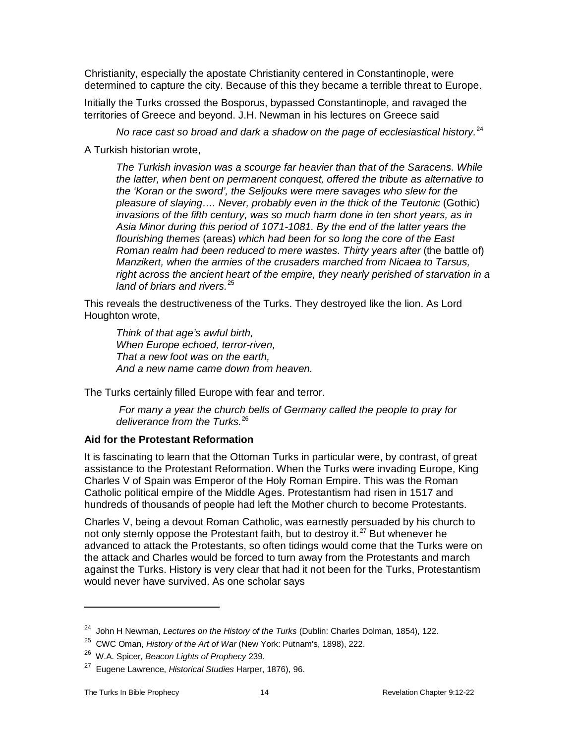Christianity, especially the apostate Christianity centered in Constantinople, were determined to capture the city. Because of this they became a terrible threat to Europe.

Initially the Turks crossed the Bosporus, bypassed Constantinople, and ravaged the territories of Greece and beyond. J.H. Newman in his lectures on Greece said

> *No race cast so broad and dark a shadow on the page of ecclesiastical history.*[24]

A Turkish historian wrote,

> *The Turkish invasion was a scourge far heavier than that of the Saracens. While the latter, when bent on permanent conquest, offered the tribute as alternative to the 'Koran or the sword', the Seljouks were mere savages who slew for the pleasure of slaying…. Never, probably even in the thick of the Teutonic* (Gothic) *invasions of the fifth century, was so much harm done in ten short years, as in Asia Minor during this period of 1071-1081. By the end of the latter years the flourishing themes* (areas) *which had been for so long the core of the East Roman realm had been reduced to mere wastes. Thirty years after* (the battle of) *Manzikert, when the armies of the crusaders marched from Nicaea to Tarsus, right across the ancient heart of the empire, they nearly perished of starvation in a land of briars and rivers.*[25]

This reveals the destructiveness of the Turks. They destroyed like the lion. As Lord Houghton wrote,

> *Think of that age's awful birth,*
> *When Europe echoed, terror-riven,*
> *That a new foot was on the earth,*
> *And a new name came down from heaven.*

The Turks certainly filled Europe with fear and terror.

> *For many a year the church bells of Germany called the people to pray for deliverance from the Turks.*[26]

**Aid for the Protestant Reformation**

It is fascinating to learn that the Ottoman Turks in particular were, by contrast, of great assistance to the Protestant Reformation. When the Turks were invading Europe, King Charles V of Spain was Emperor of the Holy Roman Empire. This was the Roman Catholic political empire of the Middle Ages. Protestantism had risen in 1517 and hundreds of thousands of people had left the Mother church to become Protestants.

Charles V, being a devout Roman Catholic, was earnestly persuaded by his church to not only sternly oppose the Protestant faith, but to destroy it.[27] But whenever he advanced to attack the Protestants, so often tidings would come that the Turks were on the attack and Charles would be forced to turn away from the Protestants and march against the Turks. History is very clear that had it not been for the Turks, Protestantism would never have survived. As one scholar says

---

[24] John H Newman, *Lectures on the History of the Turks* (Dublin: Charles Dolman, 1854), 122.

[25] CWC Oman, *History of the Art of War* (New York: Putnam's, 1898), 222.

[26] W.A. Spicer, *Beacon Lights of Prophecy* 239.

[27] Eugene Lawrence, *Historical Studies* Harper, 1876), 96.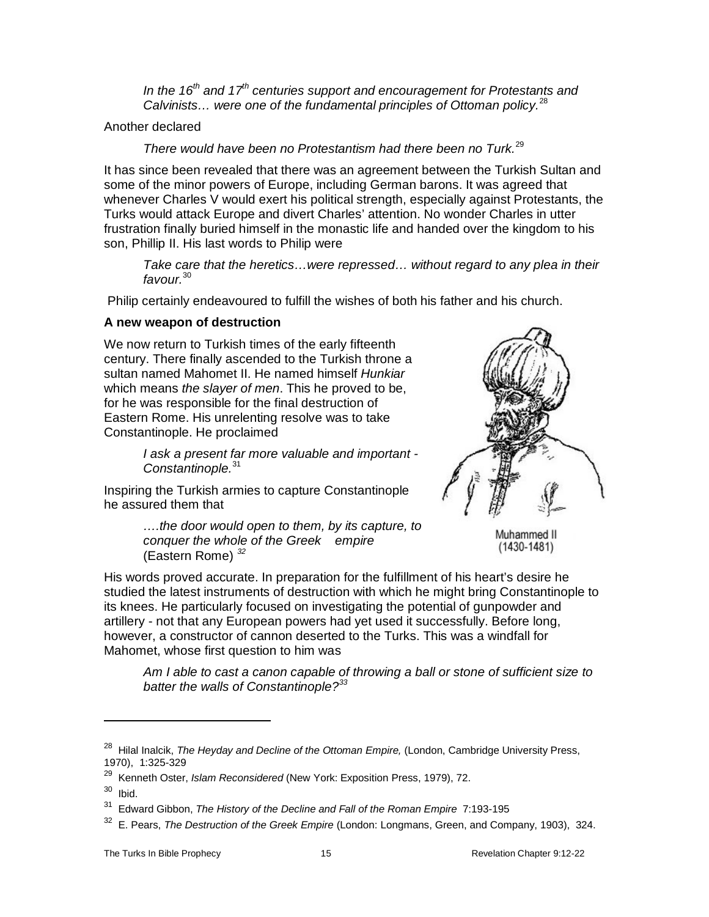*In the 16th and 17th centuries support and encouragement for Protestants and Calvinists… were one of the fundamental principles of Ottoman policy.*[28]

Another declared

*There would have been no Protestantism had there been no Turk.*[29]

It has since been revealed that there was an agreement between the Turkish Sultan and some of the minor powers of Europe, including German barons. It was agreed that whenever Charles V would exert his political strength, especially against Protestants, the Turks would attack Europe and divert Charles' attention. No wonder Charles in utter frustration finally buried himself in the monastic life and handed over the kingdom to his son, Phillip II. His last words to Philip were

*Take care that the heretics…were repressed… without regard to any plea in their favour.*[30]

Philip certainly endeavoured to fulfill the wishes of both his father and his church.

**A new weapon of destruction**

We now return to Turkish times of the early fifteenth century. There finally ascended to the Turkish throne a sultan named Mahomet II. He named himself *Hunkiar* which means *the slayer of men*. This he proved to be, for he was responsible for the final destruction of Eastern Rome. His unrelenting resolve was to take Constantinople. He proclaimed

*I ask a present far more valuable and important - Constantinople.*[31]

Inspiring the Turkish armies to capture Constantinople he assured them that

*….the door would open to them, by its capture, to conquer the whole of the Greek empire* (Eastern Rome) [32]

Muhammed II (1430-1481)

His words proved accurate. In preparation for the fulfillment of his heart's desire he studied the latest instruments of destruction with which he might bring Constantinople to its knees. He particularly focused on investigating the potential of gunpowder and artillery - not that any European powers had yet used it successfully. Before long, however, a constructor of cannon deserted to the Turks. This was a windfall for Mahomet, whose first question to him was

*Am I able to cast a canon capable of throwing a ball or stone of sufficient size to batter the walls of Constantinople?*[33]

---

[28] Hilal Inalcik, *The Heyday and Decline of the Ottoman Empire,* (London, Cambridge University Press, 1970), 1:325-329

[29] Kenneth Oster, *Islam Reconsidered* (New York: Exposition Press, 1979), 72.

[30] Ibid.

[31] Edward Gibbon, *The History of the Decline and Fall of the Roman Empire* 7:193-195

[32] E. Pears, *The Destruction of the Greek Empire* (London: Longmans, Green, and Company, 1903), 324.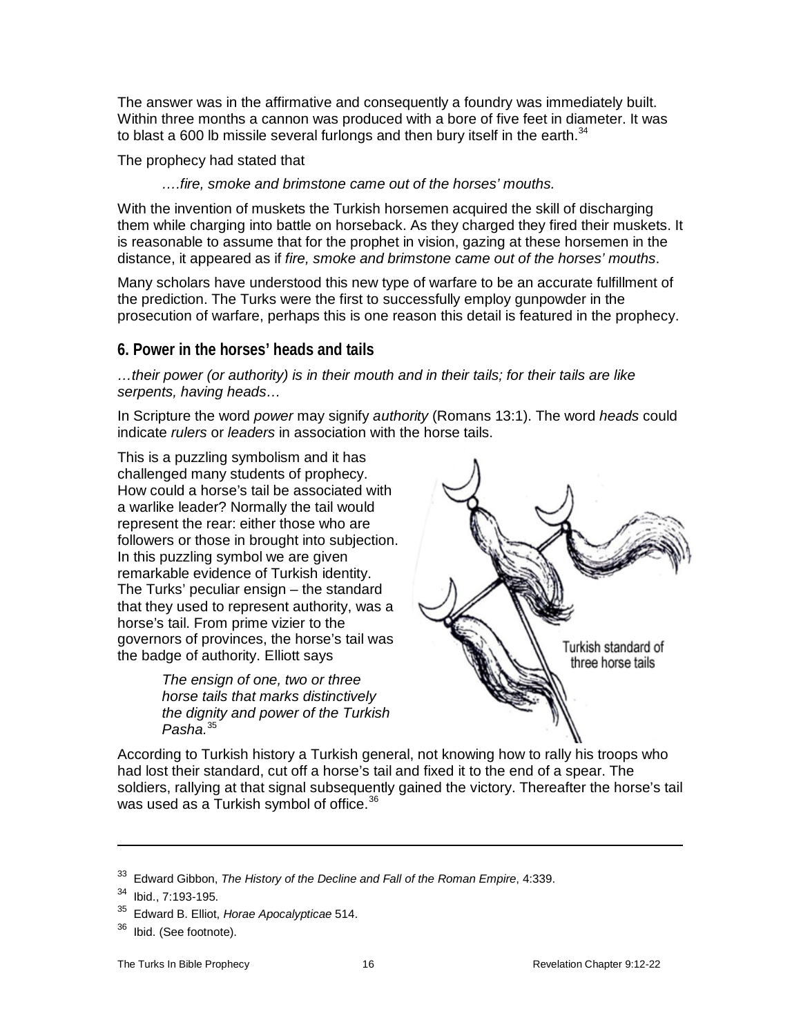The answer was in the affirmative and consequently a foundry was immediately built. Within three months a cannon was produced with a bore of five feet in diameter. It was to blast a 600 lb missile several furlongs and then bury itself in the earth.[34]

The prophecy had stated that

> *….fire, smoke and brimstone came out of the horses' mouths.*

With the invention of muskets the Turkish horsemen acquired the skill of discharging them while charging into battle on horseback. As they charged they fired their muskets. It is reasonable to assume that for the prophet in vision, gazing at these horsemen in the distance, it appeared as if *fire, smoke and brimstone came out of the horses' mouths*.

Many scholars have understood this new type of warfare to be an accurate fulfillment of the prediction. The Turks were the first to successfully employ gunpowder in the prosecution of warfare, perhaps this is one reason this detail is featured in the prophecy.

## 6. Power in the horses' heads and tails

*…their power (or authority) is in their mouth and in their tails; for their tails are like serpents, having heads…*

In Scripture the word *power* may signify *authority* (Romans 13:1). The word *heads* could indicate *rulers* or *leaders* in association with the horse tails.

This is a puzzling symbolism and it has challenged many students of prophecy. How could a horse's tail be associated with a warlike leader? Normally the tail would represent the rear: either those who are followers or those in brought into subjection. In this puzzling symbol we are given remarkable evidence of Turkish identity. The Turks' peculiar ensign – the standard that they used to represent authority, was a horse's tail. From prime vizier to the governors of provinces, the horse's tail was the badge of authority. Elliott says

> *The ensign of one, two or three horse tails that marks distinctively the dignity and power of the Turkish Pasha.*[35]

Turkish standard of three horse tails

According to Turkish history a Turkish general, not knowing how to rally his troops who had lost their standard, cut off a horse's tail and fixed it to the end of a spear. The soldiers, rallying at that signal subsequently gained the victory. Thereafter the horse's tail was used as a Turkish symbol of office.[36]

---

[33] Edward Gibbon, *The History of the Decline and Fall of the Roman Empire*, 4:339.

[34] Ibid., 7:193-195.

[35] Edward B. Elliot, *Horae Apocalypticae* 514.

[36] Ibid. (See footnote).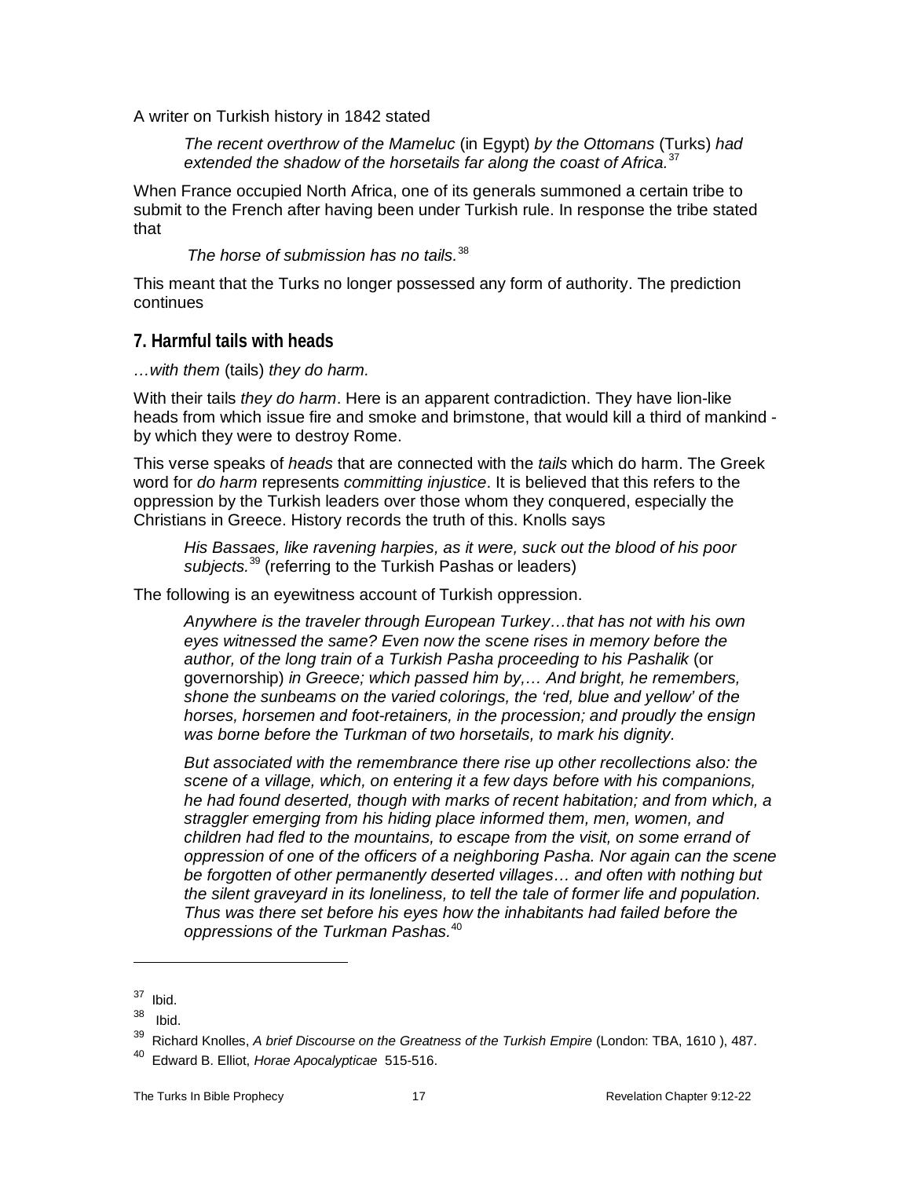A writer on Turkish history in 1842 stated

> *The recent overthrow of the Mameluc* (in Egypt) *by the Ottomans* (Turks) *had extended the shadow of the horsetails far along the coast of Africa.*[37]

When France occupied North Africa, one of its generals summoned a certain tribe to submit to the French after having been under Turkish rule. In response the tribe stated that

> *The horse of submission has no tails.*[38]

This meant that the Turks no longer possessed any form of authority. The prediction continues

## 7. Harmful tails with heads

*…with them* (tails) *they do harm.*

With their tails *they do harm*. Here is an apparent contradiction. They have lion-like heads from which issue fire and smoke and brimstone, that would kill a third of mankind - by which they were to destroy Rome.

This verse speaks of *heads* that are connected with the *tails* which do harm. The Greek word for *do harm* represents *committing injustice*. It is believed that this refers to the oppression by the Turkish leaders over those whom they conquered, especially the Christians in Greece. History records the truth of this. Knolls says

> *His Bassaes, like ravening harpies, as it were, suck out the blood of his poor subjects.*[39] (referring to the Turkish Pashas or leaders)

The following is an eyewitness account of Turkish oppression.

> *Anywhere is the traveler through European Turkey…that has not with his own eyes witnessed the same? Even now the scene rises in memory before the author, of the long train of a Turkish Pasha proceeding to his Pashalik* (or governorship) *in Greece; which passed him by,… And bright, he remembers, shone the sunbeams on the varied colorings, the 'red, blue and yellow' of the horses, horsemen and foot-retainers, in the procession; and proudly the ensign was borne before the Turkman of two horsetails, to mark his dignity.*
>
> *But associated with the remembrance there rise up other recollections also: the scene of a village, which, on entering it a few days before with his companions, he had found deserted, though with marks of recent habitation; and from which, a straggler emerging from his hiding place informed them, men, women, and children had fled to the mountains, to escape from the visit, on some errand of oppression of one of the officers of a neighboring Pasha. Nor again can the scene be forgotten of other permanently deserted villages… and often with nothing but the silent graveyard in its loneliness, to tell the tale of former life and population. Thus was there set before his eyes how the inhabitants had failed before the oppressions of the Turkman Pashas.*[40]

---

[37] Ibid.

[38] Ibid.

[39] Richard Knolles, *A brief Discourse on the Greatness of the Turkish Empire* (London: TBA, 1610 ), 487.

[40] Edward B. Elliot, *Horae Apocalypticae* 515-516.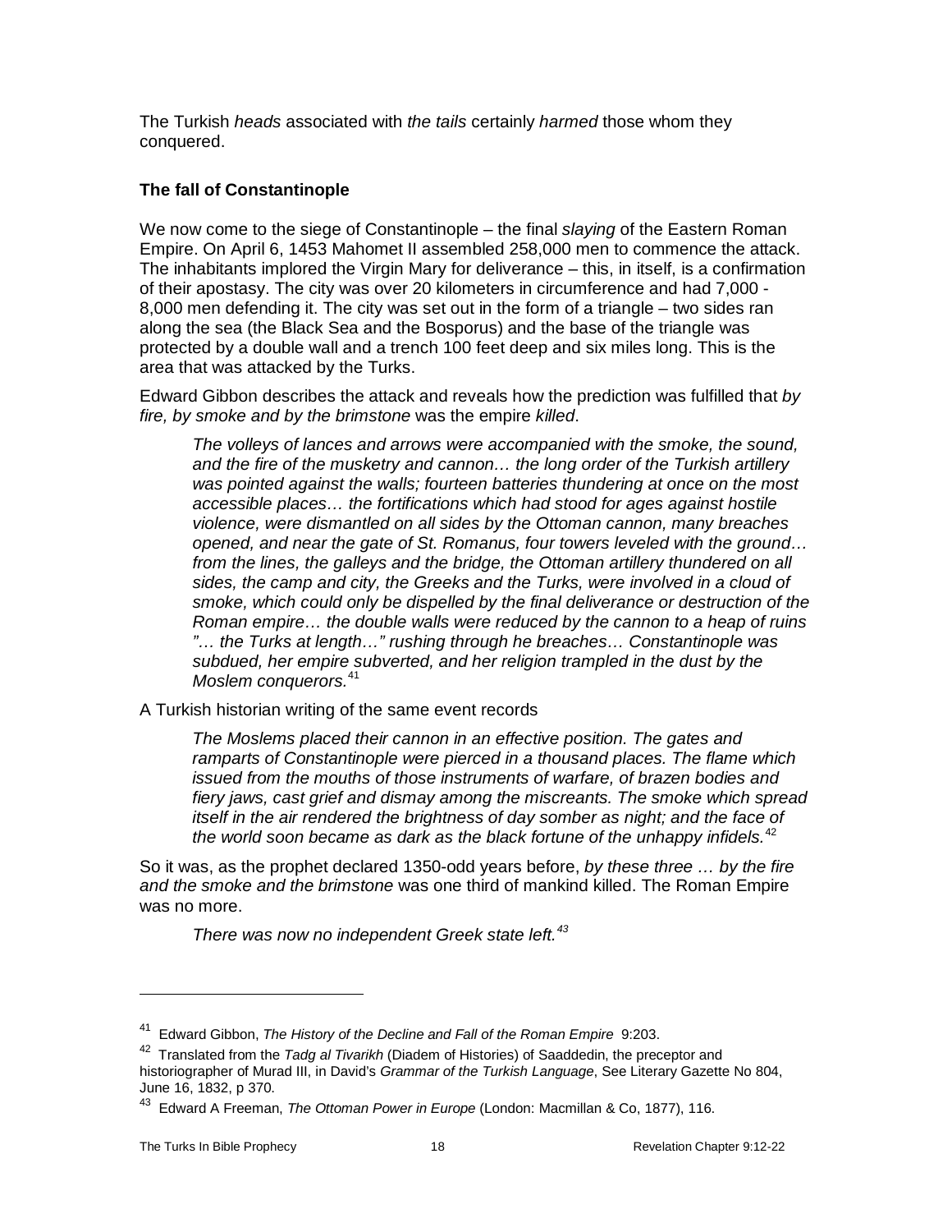The Turkish *heads* associated with *the tails* certainly *harmed* those whom they conquered.

### The fall of Constantinople

We now come to the siege of Constantinople – the final *slaying* of the Eastern Roman Empire. On April 6, 1453 Mahomet II assembled 258,000 men to commence the attack. The inhabitants implored the Virgin Mary for deliverance – this, in itself, is a confirmation of their apostasy. The city was over 20 kilometers in circumference and had 7,000 - 8,000 men defending it. The city was set out in the form of a triangle – two sides ran along the sea (the Black Sea and the Bosporus) and the base of the triangle was protected by a double wall and a trench 100 feet deep and six miles long. This is the area that was attacked by the Turks.

Edward Gibbon describes the attack and reveals how the prediction was fulfilled that *by fire, by smoke and by the brimstone* was the empire *killed*.

> *The volleys of lances and arrows were accompanied with the smoke, the sound, and the fire of the musketry and cannon… the long order of the Turkish artillery was pointed against the walls; fourteen batteries thundering at once on the most accessible places… the fortifications which had stood for ages against hostile violence, were dismantled on all sides by the Ottoman cannon, many breaches opened, and near the gate of St. Romanus, four towers leveled with the ground… from the lines, the galleys and the bridge, the Ottoman artillery thundered on all sides, the camp and city, the Greeks and the Turks, were involved in a cloud of smoke, which could only be dispelled by the final deliverance or destruction of the Roman empire… the double walls were reduced by the cannon to a heap of ruins "… the Turks at length…" rushing through he breaches… Constantinople was subdued, her empire subverted, and her religion trampled in the dust by the Moslem conquerors.*[41]

A Turkish historian writing of the same event records

> *The Moslems placed their cannon in an effective position. The gates and ramparts of Constantinople were pierced in a thousand places. The flame which issued from the mouths of those instruments of warfare, of brazen bodies and fiery jaws, cast grief and dismay among the miscreants. The smoke which spread itself in the air rendered the brightness of day somber as night; and the face of the world soon became as dark as the black fortune of the unhappy infidels.*[42]

So it was, as the prophet declared 1350-odd years before, *by these three … by the fire and the smoke and the brimstone* was one third of mankind killed. The Roman Empire was no more.

> *There was now no independent Greek state left.*[43]

---

[41] Edward Gibbon, *The History of the Decline and Fall of the Roman Empire* 9:203.

[42] Translated from the *Tadg al Tivarikh* (Diadem of Histories) of Saaddedin, the preceptor and historiographer of Murad III, in David's *Grammar of the Turkish Language*, See Literary Gazette No 804, June 16, 1832, p 370.

[43] Edward A Freeman, *The Ottoman Power in Europe* (London: Macmillan & Co, 1877), 116.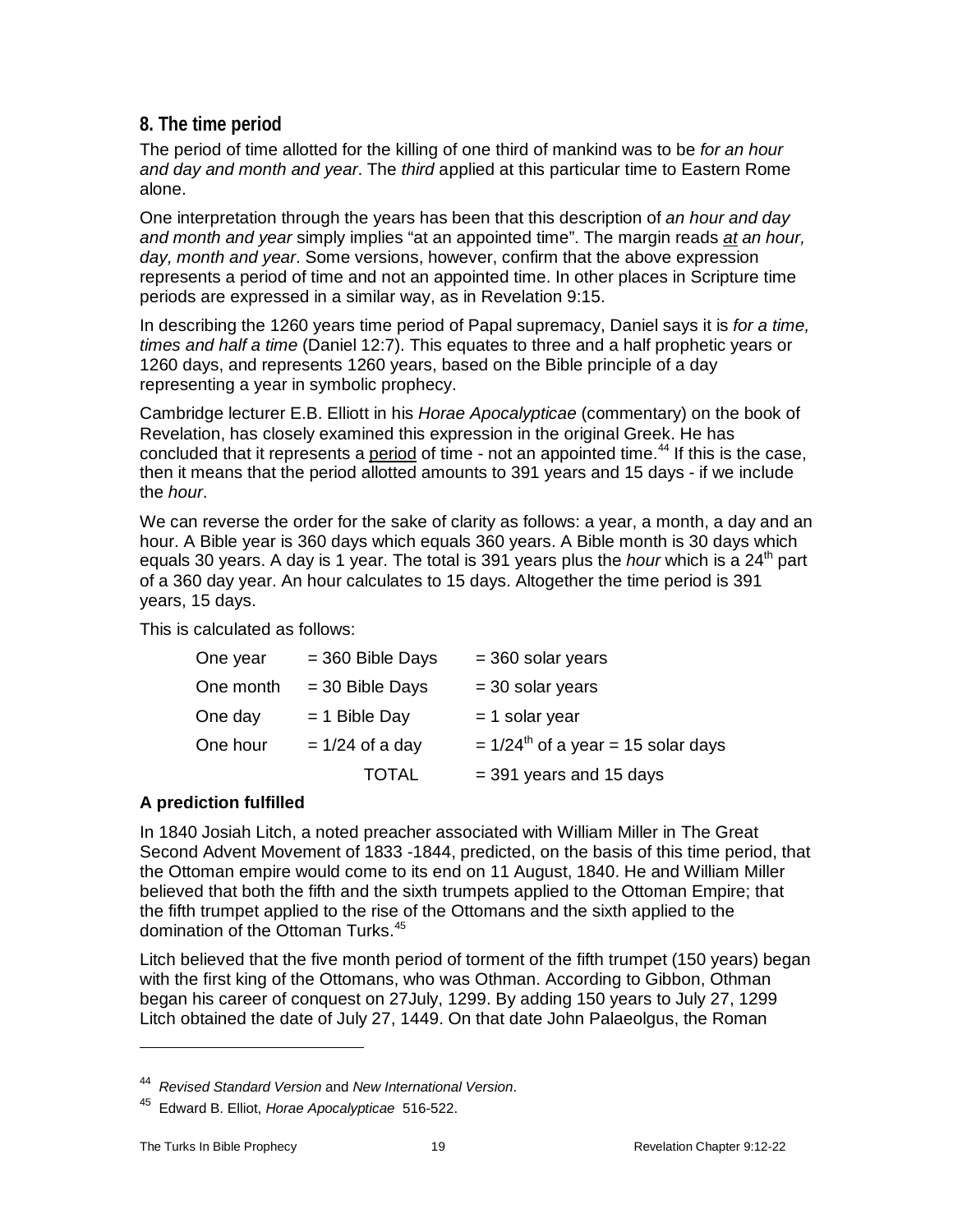## 8. The time period

The period of time allotted for the killing of one third of mankind was to be *for an hour and day and month and year*. The *third* applied at this particular time to Eastern Rome alone.

One interpretation through the years has been that this description of *an hour and day and month and year* simply implies "at an appointed time". The margin reads *at an hour, day, month and year*. Some versions, however, confirm that the above expression represents a period of time and not an appointed time. In other places in Scripture time periods are expressed in a similar way, as in Revelation 9:15.

In describing the 1260 years time period of Papal supremacy, Daniel says it is *for a time, times and half a time* (Daniel 12:7). This equates to three and a half prophetic years or 1260 days, and represents 1260 years, based on the Bible principle of a day representing a year in symbolic prophecy.

Cambridge lecturer E.B. Elliott in his *Horae Apocalypticae* (commentary) on the book of Revelation, has closely examined this expression in the original Greek. He has concluded that it represents a period of time - not an appointed time.[44] If this is the case, then it means that the period allotted amounts to 391 years and 15 days - if we include the *hour*.

We can reverse the order for the sake of clarity as follows: a year, a month, a day and an hour. A Bible year is 360 days which equals 360 years. A Bible month is 30 days which equals 30 years. A day is 1 year. The total is 391 years plus the *hour* which is a 24th part of a 360 day year. An hour calculates to 15 days. Altogether the time period is 391 years, 15 days.

This is calculated as follows:

| | | |
|---|---|---|
| One year | = 360 Bible Days | = 360 solar years |
| One month | = 30 Bible Days | = 30 solar years |
| One day | = 1 Bible Day | = 1 solar year |
| One hour | = 1/24 of a day | = 1/24th of a year = 15 solar days |
| | TOTAL | = 391 years and 15 days |

**A prediction fulfilled**

In 1840 Josiah Litch, a noted preacher associated with William Miller in The Great Second Advent Movement of 1833 -1844, predicted, on the basis of this time period, that the Ottoman empire would come to its end on 11 August, 1840. He and William Miller believed that both the fifth and the sixth trumpets applied to the Ottoman Empire; that the fifth trumpet applied to the rise of the Ottomans and the sixth applied to the domination of the Ottoman Turks.[45]

Litch believed that the five month period of torment of the fifth trumpet (150 years) began with the first king of the Ottomans, who was Othman. According to Gibbon, Othman began his career of conquest on 27July, 1299. By adding 150 years to July 27, 1299 Litch obtained the date of July 27, 1449. On that date John Palaeolgus, the Roman

---

[44] *Revised Standard Version* and *New International Version*.

[45] Edward B. Elliot, *Horae Apocalypticae* 516-522.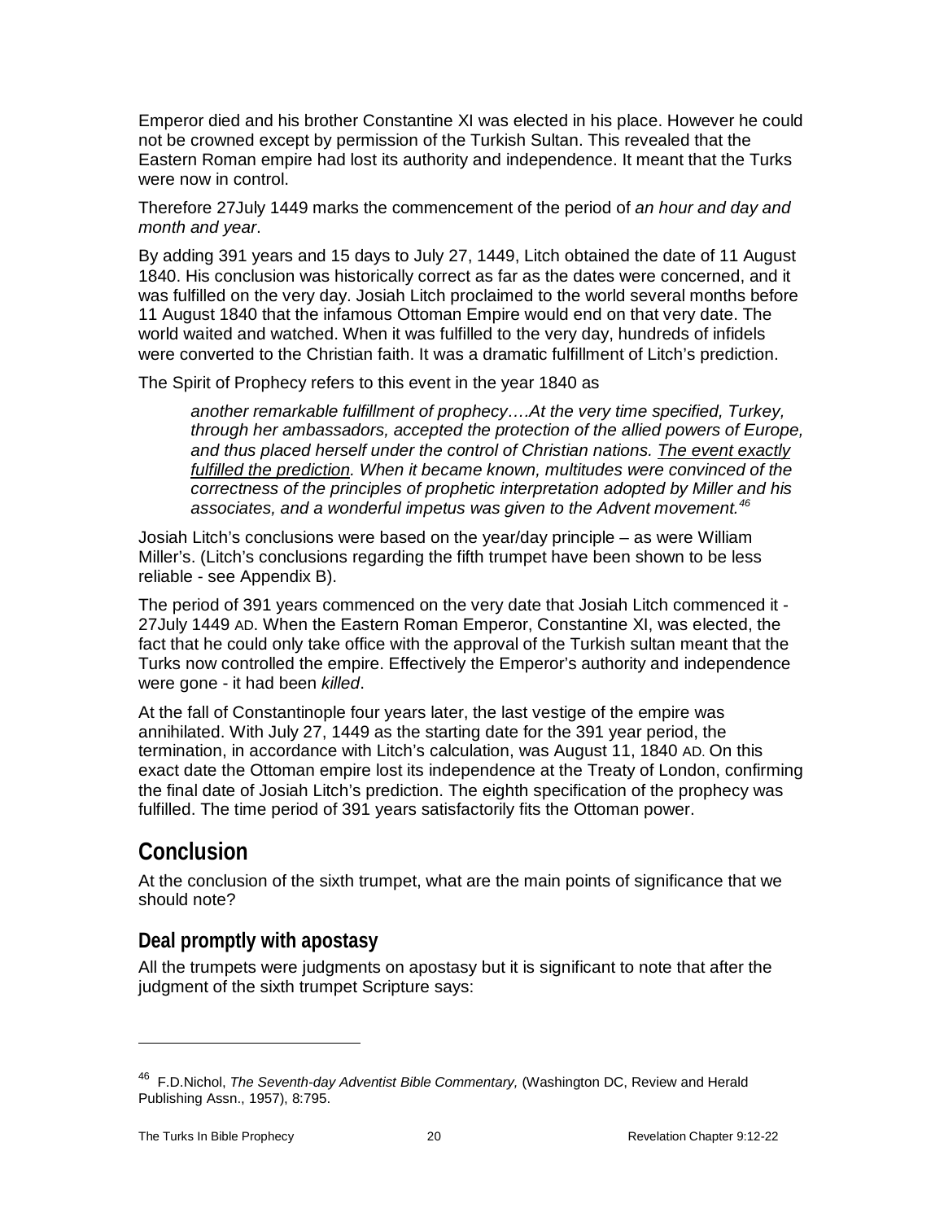Emperor died and his brother Constantine XI was elected in his place. However he could not be crowned except by permission of the Turkish Sultan. This revealed that the Eastern Roman empire had lost its authority and independence. It meant that the Turks were now in control.

Therefore 27July 1449 marks the commencement of the period of *an hour and day and month and year*.

By adding 391 years and 15 days to July 27, 1449, Litch obtained the date of 11 August 1840. His conclusion was historically correct as far as the dates were concerned, and it was fulfilled on the very day. Josiah Litch proclaimed to the world several months before 11 August 1840 that the infamous Ottoman Empire would end on that very date. The world waited and watched. When it was fulfilled to the very day, hundreds of infidels were converted to the Christian faith. It was a dramatic fulfillment of Litch's prediction.

The Spirit of Prophecy refers to this event in the year 1840 as

> *another remarkable fulfillment of prophecy….At the very time specified, Turkey, through her ambassadors, accepted the protection of the allied powers of Europe, and thus placed herself under the control of Christian nations. The event exactly fulfilled the prediction. When it became known, multitudes were convinced of the correctness of the principles of prophetic interpretation adopted by Miller and his associates, and a wonderful impetus was given to the Advent movement.*[46]

Josiah Litch's conclusions were based on the year/day principle – as were William Miller's. (Litch's conclusions regarding the fifth trumpet have been shown to be less reliable - see Appendix B).

The period of 391 years commenced on the very date that Josiah Litch commenced it - 27July 1449 AD. When the Eastern Roman Emperor, Constantine XI, was elected, the fact that he could only take office with the approval of the Turkish sultan meant that the Turks now controlled the empire. Effectively the Emperor's authority and independence were gone - it had been *killed*.

At the fall of Constantinople four years later, the last vestige of the empire was annihilated. With July 27, 1449 as the starting date for the 391 year period, the termination, in accordance with Litch's calculation, was August 11, 1840 AD. On this exact date the Ottoman empire lost its independence at the Treaty of London, confirming the final date of Josiah Litch's prediction. The eighth specification of the prophecy was fulfilled. The time period of 391 years satisfactorily fits the Ottoman power.

## Conclusion

At the conclusion of the sixth trumpet, what are the main points of significance that we should note?

### Deal promptly with apostasy

All the trumpets were judgments on apostasy but it is significant to note that after the judgment of the sixth trumpet Scripture says:

---

[46] F.D.Nichol, *The Seventh-day Adventist Bible Commentary,* (Washington DC, Review and Herald Publishing Assn., 1957), 8:795.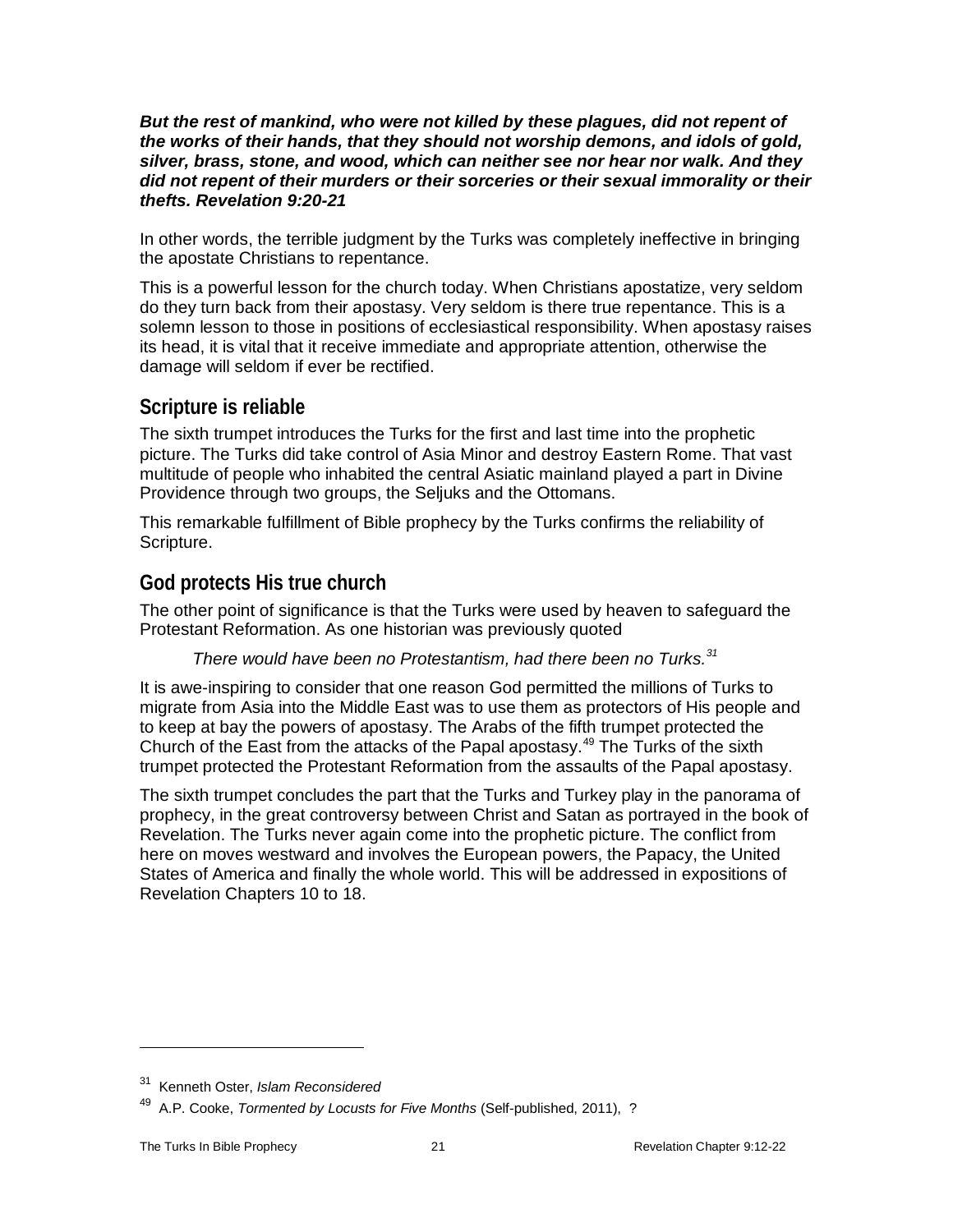***But the rest of mankind, who were not killed by these plagues, did not repent of the works of their hands, that they should not worship demons, and idols of gold, silver, brass, stone, and wood, which can neither see nor hear nor walk. And they did not repent of their murders or their sorceries or their sexual immorality or their thefts. Revelation 9:20-21***

In other words, the terrible judgment by the Turks was completely ineffective in bringing the apostate Christians to repentance.

This is a powerful lesson for the church today. When Christians apostatize, very seldom do they turn back from their apostasy. Very seldom is there true repentance. This is a solemn lesson to those in positions of ecclesiastical responsibility. When apostasy raises its head, it is vital that it receive immediate and appropriate attention, otherwise the damage will seldom if ever be rectified.

## Scripture is reliable

The sixth trumpet introduces the Turks for the first and last time into the prophetic picture. The Turks did take control of Asia Minor and destroy Eastern Rome. That vast multitude of people who inhabited the central Asiatic mainland played a part in Divine Providence through two groups, the Seljuks and the Ottomans.

This remarkable fulfillment of Bible prophecy by the Turks confirms the reliability of Scripture.

## God protects His true church

The other point of significance is that the Turks were used by heaven to safeguard the Protestant Reformation. As one historian was previously quoted

> *There would have been no Protestantism, had there been no Turks.*[31]

It is awe-inspiring to consider that one reason God permitted the millions of Turks to migrate from Asia into the Middle East was to use them as protectors of His people and to keep at bay the powers of apostasy. The Arabs of the fifth trumpet protected the Church of the East from the attacks of the Papal apostasy.[49] The Turks of the sixth trumpet protected the Protestant Reformation from the assaults of the Papal apostasy.

The sixth trumpet concludes the part that the Turks and Turkey play in the panorama of prophecy, in the great controversy between Christ and Satan as portrayed in the book of Revelation. The Turks never again come into the prophetic picture. The conflict from here on moves westward and involves the European powers, the Papacy, the United States of America and finally the whole world. This will be addressed in expositions of Revelation Chapters 10 to 18.

---

[31] Kenneth Oster, *Islam Reconsidered*

[49] A.P. Cooke, *Tormented by Locusts for Five Months* (Self-published, 2011), ?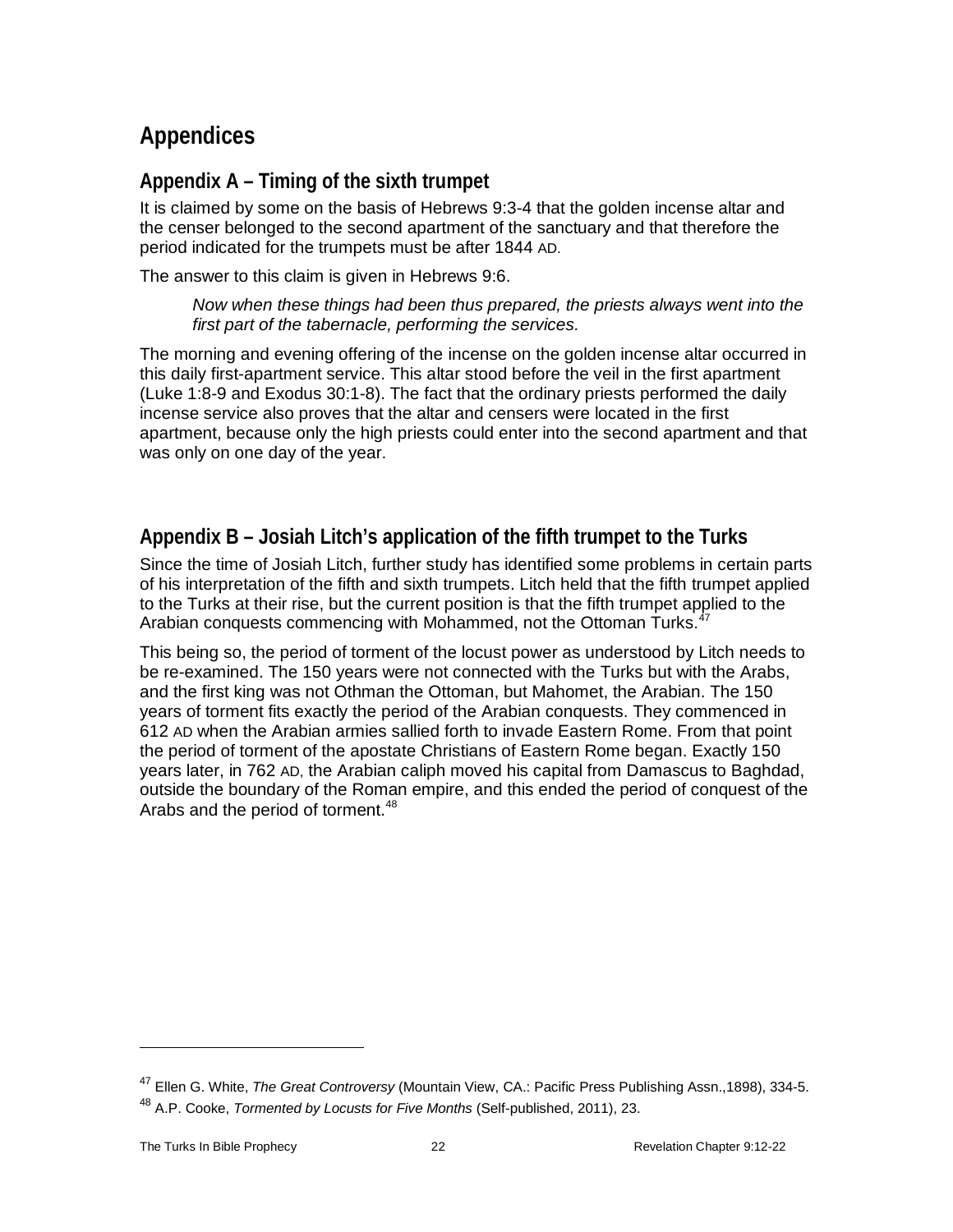# Appendices

## Appendix A – Timing of the sixth trumpet

It is claimed by some on the basis of Hebrews 9:3-4 that the golden incense altar and the censer belonged to the second apartment of the sanctuary and that therefore the period indicated for the trumpets must be after 1844 AD.

The answer to this claim is given in Hebrews 9:6.

> *Now when these things had been thus prepared, the priests always went into the first part of the tabernacle, performing the services.*

The morning and evening offering of the incense on the golden incense altar occurred in this daily first-apartment service. This altar stood before the veil in the first apartment (Luke 1:8-9 and Exodus 30:1-8). The fact that the ordinary priests performed the daily incense service also proves that the altar and censers were located in the first apartment, because only the high priests could enter into the second apartment and that was only on one day of the year.

## Appendix B – Josiah Litch's application of the fifth trumpet to the Turks

Since the time of Josiah Litch, further study has identified some problems in certain parts of his interpretation of the fifth and sixth trumpets. Litch held that the fifth trumpet applied to the Turks at their rise, but the current position is that the fifth trumpet applied to the Arabian conquests commencing with Mohammed, not the Ottoman Turks.[47]

This being so, the period of torment of the locust power as understood by Litch needs to be re-examined. The 150 years were not connected with the Turks but with the Arabs, and the first king was not Othman the Ottoman, but Mahomet, the Arabian. The 150 years of torment fits exactly the period of the Arabian conquests. They commenced in 612 AD when the Arabian armies sallied forth to invade Eastern Rome. From that point the period of torment of the apostate Christians of Eastern Rome began. Exactly 150 years later, in 762 AD, the Arabian caliph moved his capital from Damascus to Baghdad, outside the boundary of the Roman empire, and this ended the period of conquest of the Arabs and the period of torment.[48]

---

[47] Ellen G. White, *The Great Controversy* (Mountain View, CA.: Pacific Press Publishing Assn.,1898), 334-5.

[48] A.P. Cooke, *Tormented by Locusts for Five Months* (Self-published, 2011), 23.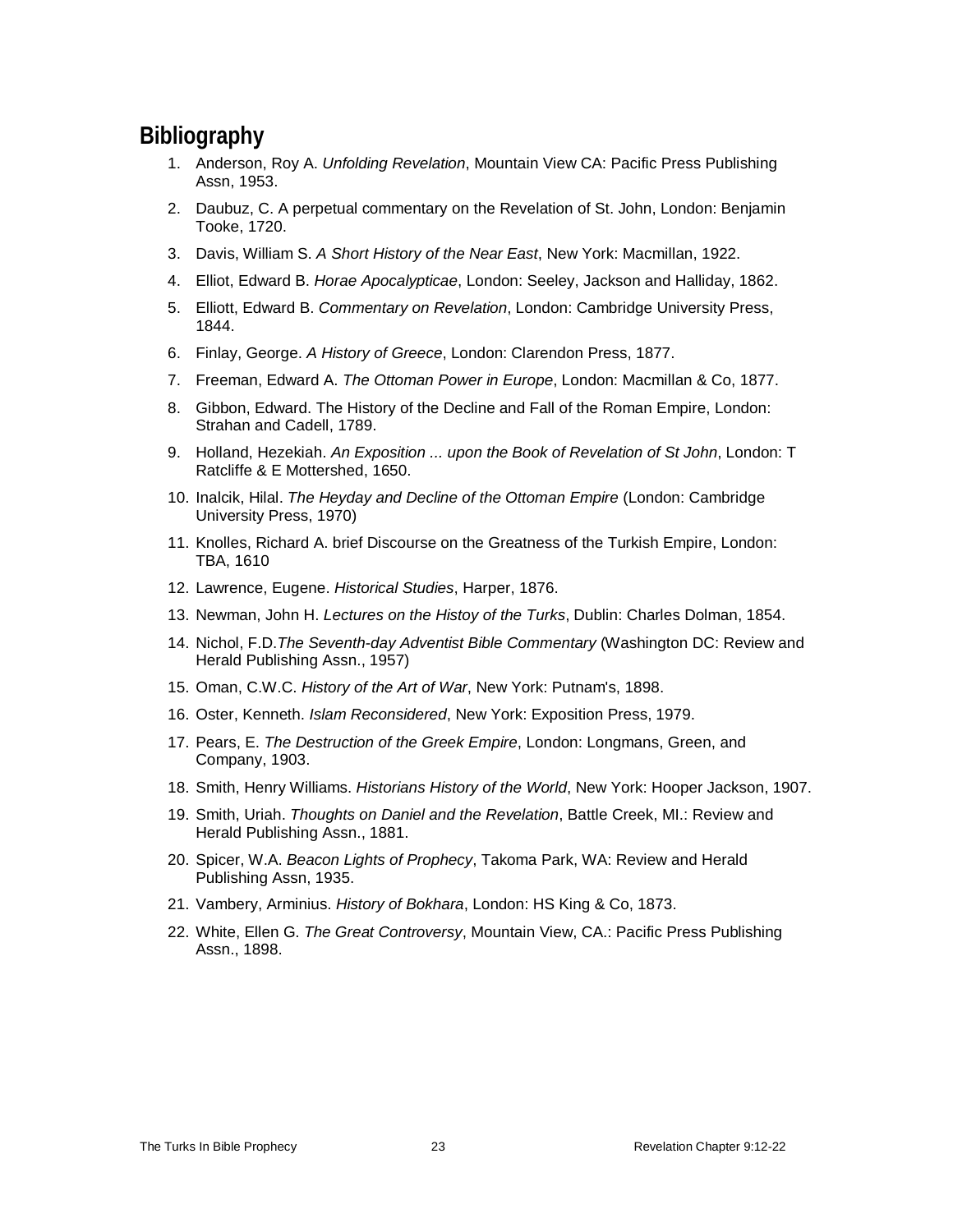## Bibliography

1. Anderson, Roy A. *Unfolding Revelation*, Mountain View CA: Pacific Press Publishing Assn, 1953.
2. Daubuz, C. A perpetual commentary on the Revelation of St. John, London: Benjamin Tooke, 1720.
3. Davis, William S. *A Short History of the Near East*, New York: Macmillan, 1922.
4. Elliot, Edward B. *Horae Apocalypticae*, London: Seeley, Jackson and Halliday, 1862.
5. Elliott, Edward B. *Commentary on Revelation*, London: Cambridge University Press, 1844.
6. Finlay, George. *A History of Greece*, London: Clarendon Press, 1877.
7. Freeman, Edward A. *The Ottoman Power in Europe*, London: Macmillan & Co, 1877.
8. Gibbon, Edward. The History of the Decline and Fall of the Roman Empire, London: Strahan and Cadell, 1789.
9. Holland, Hezekiah. *An Exposition ... upon the Book of Revelation of St John*, London: T Ratcliffe & E Mottershed, 1650.
10. Inalcik, Hilal. *The Heyday and Decline of the Ottoman Empire* (London: Cambridge University Press, 1970)
11. Knolles, Richard A. brief Discourse on the Greatness of the Turkish Empire, London: TBA, 1610
12. Lawrence, Eugene. *Historical Studies*, Harper, 1876.
13. Newman, John H. *Lectures on the Histoy of the Turks*, Dublin: Charles Dolman, 1854.
14. Nichol, F.D.*The Seventh-day Adventist Bible Commentary* (Washington DC: Review and Herald Publishing Assn., 1957)
15. Oman, C.W.C. *History of the Art of War*, New York: Putnam's, 1898.
16. Oster, Kenneth. *Islam Reconsidered*, New York: Exposition Press, 1979.
17. Pears, E. *The Destruction of the Greek Empire*, London: Longmans, Green, and Company, 1903.
18. Smith, Henry Williams. *Historians History of the World*, New York: Hooper Jackson, 1907.
19. Smith, Uriah. *Thoughts on Daniel and the Revelation*, Battle Creek, MI.: Review and Herald Publishing Assn., 1881.
20. Spicer, W.A. *Beacon Lights of Prophecy*, Takoma Park, WA: Review and Herald Publishing Assn, 1935.
21. Vambery, Arminius. *History of Bokhara*, London: HS King & Co, 1873.
22. White, Ellen G. *The Great Controversy*, Mountain View, CA.: Pacific Press Publishing Assn., 1898.